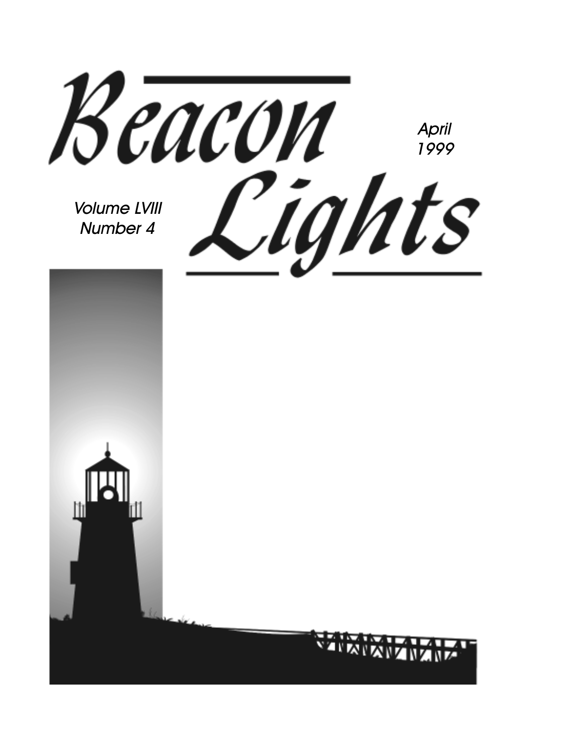# Beacon Lights

April
1999

Volume LVIII
Number 4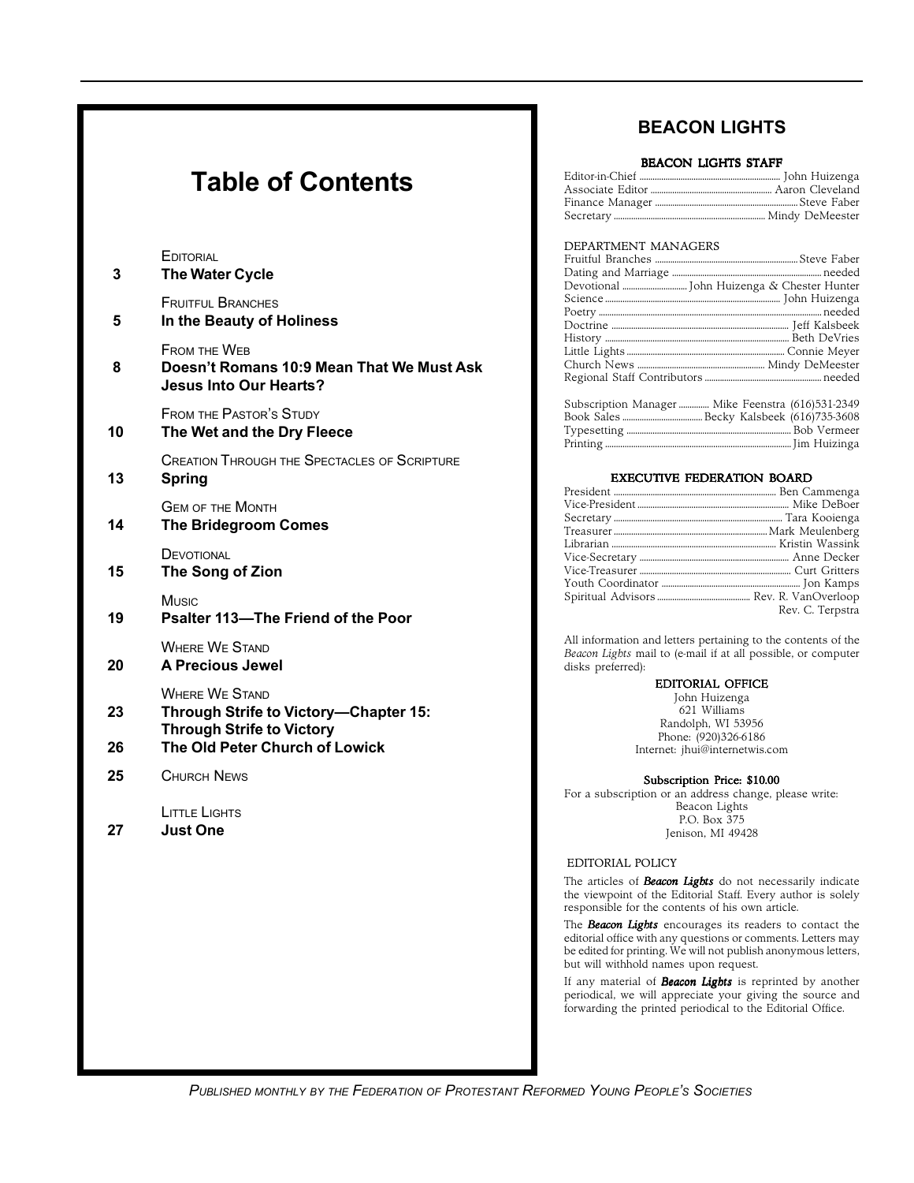# Table of Contents

| Page | Section / Title |
|---|---|
| 3 | EDITORIAL<br>**The Water Cycle** |
| 5 | FRUITFUL BRANCHES<br>**In the Beauty of Holiness** |
| 8 | FROM THE WEB<br>**Doesn't Romans 10:9 Mean That We Must Ask Jesus Into Our Hearts?** |
| 10 | FROM THE PASTOR'S STUDY<br>**The Wet and the Dry Fleece** |
| 13 | CREATION THROUGH THE SPECTACLES OF SCRIPTURE<br>**Spring** |
| 14 | GEM OF THE MONTH<br>**The Bridegroom Comes** |
| 15 | DEVOTIONAL<br>**The Song of Zion** |
| 19 | MUSIC<br>**Psalter 113—The Friend of the Poor** |
| 20 | WHERE WE STAND<br>**A Precious Jewel** |
| 23 | WHERE WE STAND<br>**Through Strife to Victory—Chapter 15: Through Strife to Victory** |
| 26 | **The Old Peter Church of Lowick** |
| 25 | CHURCH NEWS |
| 27 | LITTLE LIGHTS<br>**Just One** |

## BEACON LIGHTS

### BEACON LIGHTS STAFF

Editor-in-Chief ........ John Huizenga
Associate Editor ........ Aaron Cleveland
Finance Manager ........ Steve Faber
Secretary ........ Mindy DeMeester

DEPARTMENT MANAGERS

Fruitful Branches ........ Steve Faber
Dating and Marriage ........ needed
Devotional ........ John Huizenga & Chester Hunter
Science ........ John Huizenga
Poetry ........ needed
Doctrine ........ Jeff Kalsbeek
History ........ Beth DeVries
Little Lights ........ Connie Meyer
Church News ........ Mindy DeMeester
Regional Staff Contributors ........ needed

Subscription Manager ........ Mike Feenstra (616)531-2349
Book Sales ........ Becky Kalsbeek (616)735-3608
Typesetting ........ Bob Vermeer
Printing ........ Jim Huizinga

### EXECUTIVE FEDERATION BOARD

President ........ Ben Cammenga
Vice-President ........ Mike DeBoer
Secretary ........ Tara Kooienga
Treasurer ........ Mark Meulenberg
Librarian ........ Kristin Wassink
Vice-Secretary ........ Anne Decker
Vice-Treasurer ........ Curt Gritters
Youth Coordinator ........ Jon Kamps
Spiritual Advisors ........ Rev. R. VanOverloop
Rev. C. Terpstra

All information and letters pertaining to the contents of the *Beacon Lights* mail to (e-mail if at all possible, or computer disks preferred):

**EDITORIAL OFFICE**
John Huizenga
621 Williams
Randolph, WI 53956
Phone: (920)326-6186
Internet: jhui@internetwis.com

**Subscription Price: $10.00**
For a subscription or an address change, please write:
Beacon Lights
P.O. Box 375
Jenison, MI 49428

EDITORIAL POLICY

The articles of ***Beacon Lights*** do not necessarily indicate the viewpoint of the Editorial Staff. Every author is solely responsible for the contents of his own article.

The ***Beacon Lights*** encourages its readers to contact the editorial office with any questions or comments. Letters may be edited for printing. We will not publish anonymous letters, but will withhold names upon request.

If any material of ***Beacon Lights*** is reprinted by another periodical, we will appreciate your giving the source and forwarding the printed periodical to the Editorial Office.

*PUBLISHED MONTHLY BY THE FEDERATION OF PROTESTANT REFORMED YOUNG PEOPLE'S SOCIETIES*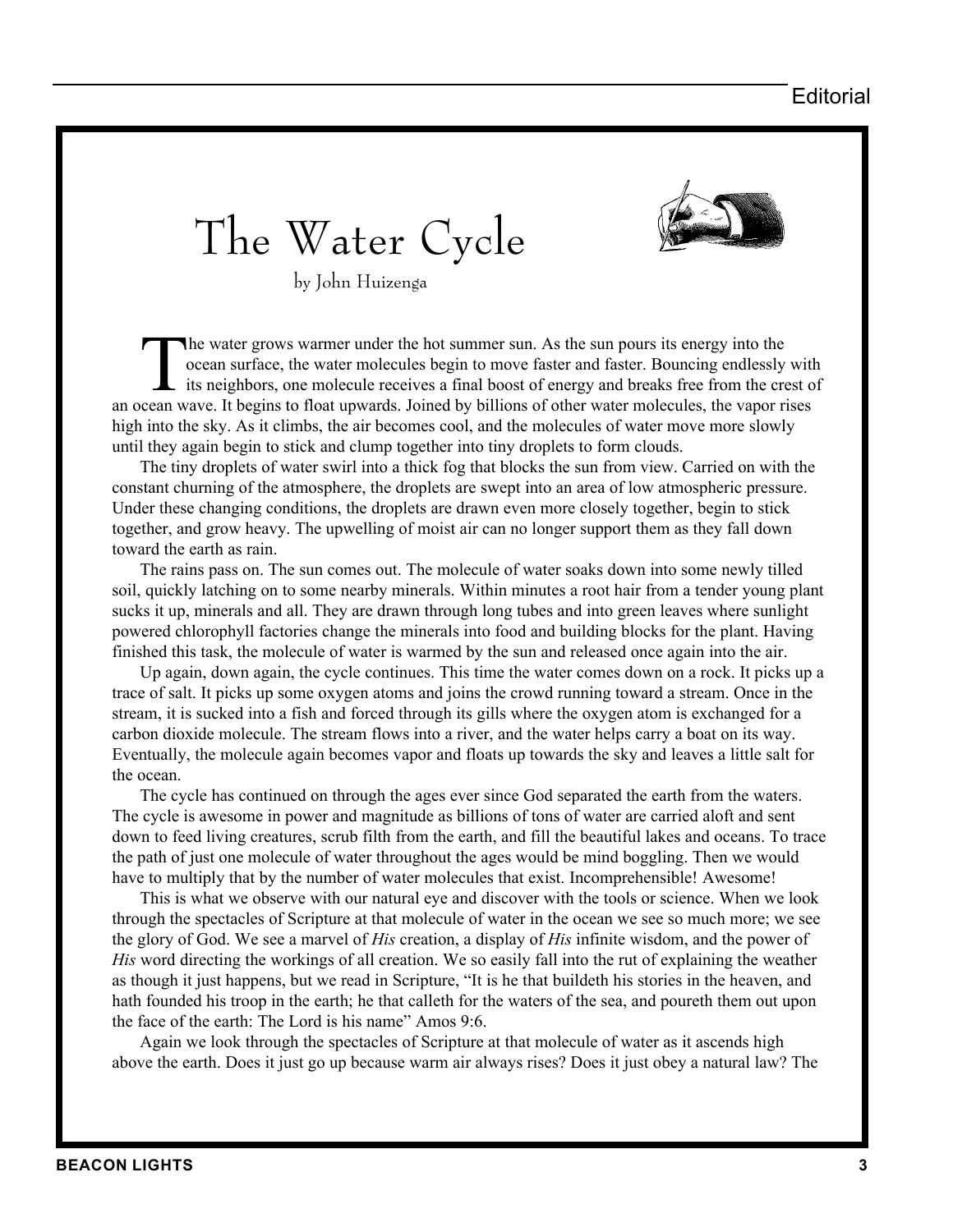# The Water Cycle

by John Huizenga

The water grows warmer under the hot summer sun. As the sun pours its energy into the ocean surface, the water molecules begin to move faster and faster. Bouncing endlessly with its neighbors, one molecule receives a final boost of energy and breaks free from the crest of an ocean wave. It begins to float upwards. Joined by billions of other water molecules, the vapor rises high into the sky. As it climbs, the air becomes cool, and the molecules of water move more slowly until they again begin to stick and clump together into tiny droplets to form clouds.

The tiny droplets of water swirl into a thick fog that blocks the sun from view. Carried on with the constant churning of the atmosphere, the droplets are swept into an area of low atmospheric pressure. Under these changing conditions, the droplets are drawn even more closely together, begin to stick together, and grow heavy. The upwelling of moist air can no longer support them as they fall down toward the earth as rain.

The rains pass on. The sun comes out. The molecule of water soaks down into some newly tilled soil, quickly latching on to some nearby minerals. Within minutes a root hair from a tender young plant sucks it up, minerals and all. They are drawn through long tubes and into green leaves where sunlight powered chlorophyll factories change the minerals into food and building blocks for the plant. Having finished this task, the molecule of water is warmed by the sun and released once again into the air.

Up again, down again, the cycle continues. This time the water comes down on a rock. It picks up a trace of salt. It picks up some oxygen atoms and joins the crowd running toward a stream. Once in the stream, it is sucked into a fish and forced through its gills where the oxygen atom is exchanged for a carbon dioxide molecule. The stream flows into a river, and the water helps carry a boat on its way. Eventually, the molecule again becomes vapor and floats up towards the sky and leaves a little salt for the ocean.

The cycle has continued on through the ages ever since God separated the earth from the waters. The cycle is awesome in power and magnitude as billions of tons of water are carried aloft and sent down to feed living creatures, scrub filth from the earth, and fill the beautiful lakes and oceans. To trace the path of just one molecule of water throughout the ages would be mind boggling. Then we would have to multiply that by the number of water molecules that exist. Incomprehensible! Awesome!

This is what we observe with our natural eye and discover with the tools or science. When we look through the spectacles of Scripture at that molecule of water in the ocean we see so much more; we see the glory of God. We see a marvel of *His* creation, a display of *His* infinite wisdom, and the power of *His* word directing the workings of all creation. We so easily fall into the rut of explaining the weather as though it just happens, but we read in Scripture, "It is he that buildeth his stories in the heaven, and hath founded his troop in the earth; he that calleth for the waters of the sea, and poureth them out upon the face of the earth: The Lord is his name" Amos 9:6.

Again we look through the spectacles of Scripture at that molecule of water as it ascends high above the earth. Does it just go up because warm air always rises? Does it just obey a natural law? The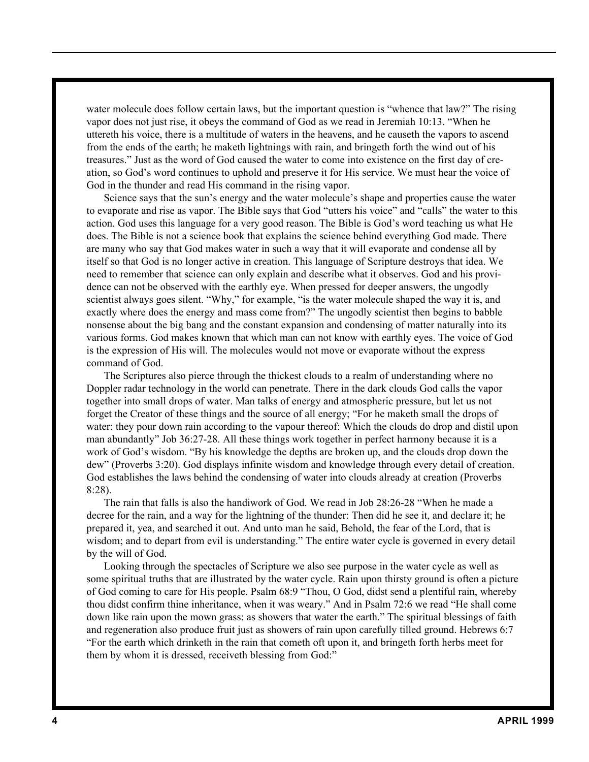water molecule does follow certain laws, but the important question is "whence that law?" The rising vapor does not just rise, it obeys the command of God as we read in Jeremiah 10:13. "When he uttereth his voice, there is a multitude of waters in the heavens, and he causeth the vapors to ascend from the ends of the earth; he maketh lightnings with rain, and bringeth forth the wind out of his treasures." Just as the word of God caused the water to come into existence on the first day of creation, so God's word continues to uphold and preserve it for His service. We must hear the voice of God in the thunder and read His command in the rising vapor.

Science says that the sun's energy and the water molecule's shape and properties cause the water to evaporate and rise as vapor. The Bible says that God "utters his voice" and "calls" the water to this action. God uses this language for a very good reason. The Bible is God's word teaching us what He does. The Bible is not a science book that explains the science behind everything God made. There are many who say that God makes water in such a way that it will evaporate and condense all by itself so that God is no longer active in creation. This language of Scripture destroys that idea. We need to remember that science can only explain and describe what it observes. God and his providence can not be observed with the earthly eye. When pressed for deeper answers, the ungodly scientist always goes silent. "Why," for example, "is the water molecule shaped the way it is, and exactly where does the energy and mass come from?" The ungodly scientist then begins to babble nonsense about the big bang and the constant expansion and condensing of matter naturally into its various forms. God makes known that which man can not know with earthly eyes. The voice of God is the expression of His will. The molecules would not move or evaporate without the express command of God.

The Scriptures also pierce through the thickest clouds to a realm of understanding where no Doppler radar technology in the world can penetrate. There in the dark clouds God calls the vapor together into small drops of water. Man talks of energy and atmospheric pressure, but let us not forget the Creator of these things and the source of all energy; "For he maketh small the drops of water: they pour down rain according to the vapour thereof: Which the clouds do drop and distil upon man abundantly" Job 36:27-28. All these things work together in perfect harmony because it is a work of God's wisdom. "By his knowledge the depths are broken up, and the clouds drop down the dew" (Proverbs 3:20). God displays infinite wisdom and knowledge through every detail of creation. God establishes the laws behind the condensing of water into clouds already at creation (Proverbs 8:28).

The rain that falls is also the handiwork of God. We read in Job 28:26-28 "When he made a decree for the rain, and a way for the lightning of the thunder: Then did he see it, and declare it; he prepared it, yea, and searched it out. And unto man he said, Behold, the fear of the Lord, that is wisdom; and to depart from evil is understanding." The entire water cycle is governed in every detail by the will of God.

Looking through the spectacles of Scripture we also see purpose in the water cycle as well as some spiritual truths that are illustrated by the water cycle. Rain upon thirsty ground is often a picture of God coming to care for His people. Psalm 68:9 "Thou, O God, didst send a plentiful rain, whereby thou didst confirm thine inheritance, when it was weary." And in Psalm 72:6 we read "He shall come down like rain upon the mown grass: as showers that water the earth." The spiritual blessings of faith and regeneration also produce fruit just as showers of rain upon carefully tilled ground. Hebrews 6:7 "For the earth which drinketh in the rain that cometh oft upon it, and bringeth forth herbs meet for them by whom it is dressed, receiveth blessing from God:"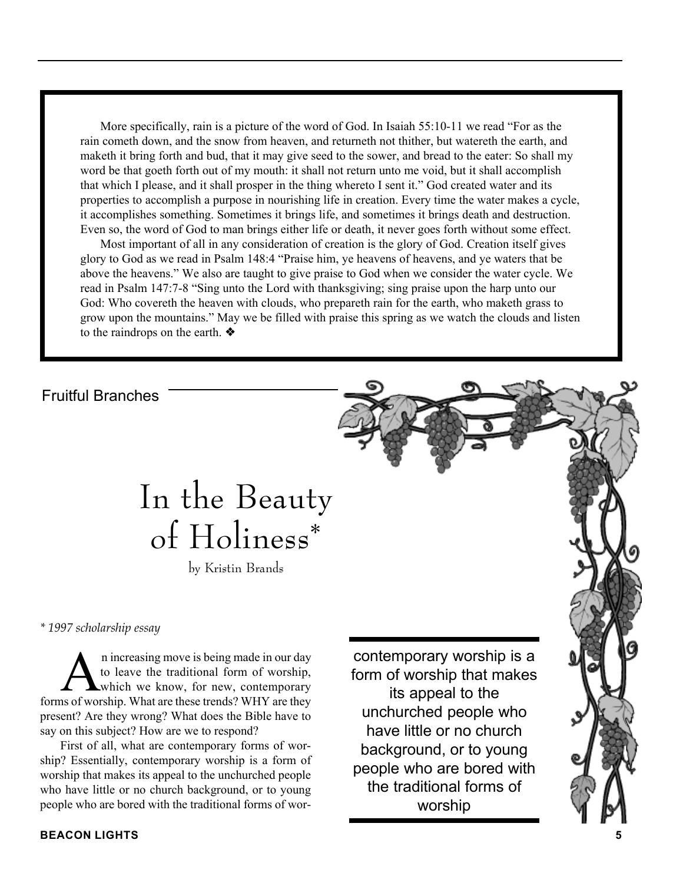More specifically, rain is a picture of the word of God. In Isaiah 55:10-11 we read "For as the rain cometh down, and the snow from heaven, and returneth not thither, but watereth the earth, and maketh it bring forth and bud, that it may give seed to the sower, and bread to the eater: So shall my word be that goeth forth out of my mouth: it shall not return unto me void, but it shall accomplish that which I please, and it shall prosper in the thing whereto I sent it." God created water and its properties to accomplish a purpose in nourishing life in creation. Every time the water makes a cycle, it accomplishes something. Sometimes it brings life, and sometimes it brings death and destruction. Even so, the word of God to man brings either life or death, it never goes forth without some effect.

Most important of all in any consideration of creation is the glory of God. Creation itself gives glory to God as we read in Psalm 148:4 "Praise him, ye heavens of heavens, and ye waters that be above the heavens." We also are taught to give praise to God when we consider the water cycle. We read in Psalm 147:7-8 "Sing unto the Lord with thanksgiving; sing praise upon the harp unto our God: Who covereth the heaven with clouds, who prepareth rain for the earth, who maketh grass to grow upon the mountains." May we be filled with praise this spring as we watch the clouds and listen to the raindrops on the earth. ❖

Fruitful Branches

# In the Beauty of Holiness*

by Kristin Brands

*\* 1997 scholarship essay*

An increasing move is being made in our day to leave the traditional form of worship, which we know, for new, contemporary forms of worship. What are these trends? WHY are they present? Are they wrong? What does the Bible have to say on this subject? How are we to respond?

First of all, what are contemporary forms of worship? Essentially, contemporary worship is a form of worship that makes its appeal to the unchurched people who have little or no church background, or to young people who are bored with the traditional forms of wor-

> contemporary worship is a form of worship that makes its appeal to the unchurched people who have little or no church background, or to young people who are bored with the traditional forms of worship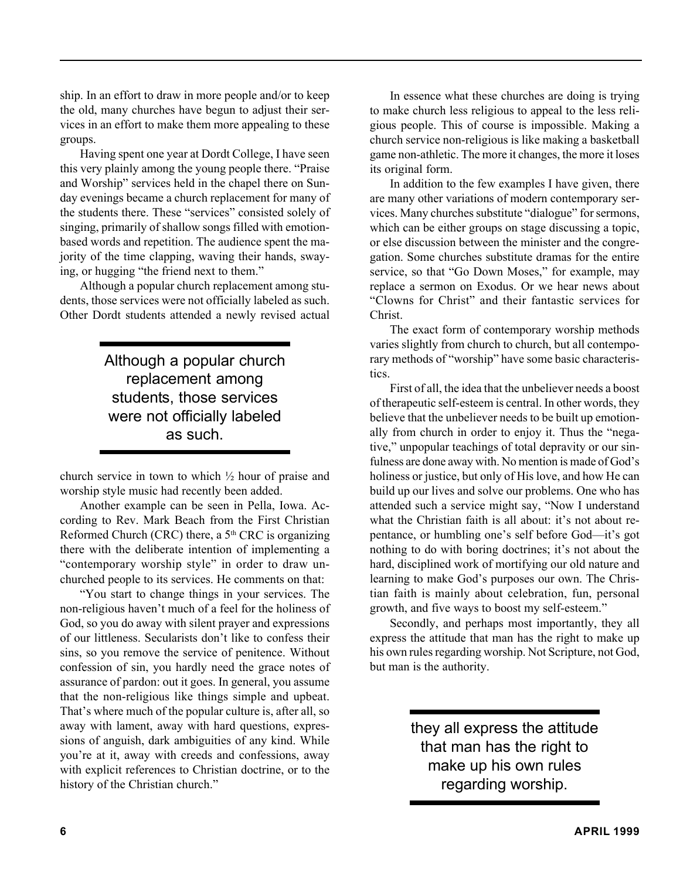ship. In an effort to draw in more people and/or to keep the old, many churches have begun to adjust their services in an effort to make them more appealing to these groups.

Having spent one year at Dordt College, I have seen this very plainly among the young people there. "Praise and Worship" services held in the chapel there on Sunday evenings became a church replacement for many of the students there. These "services" consisted solely of singing, primarily of shallow songs filled with emotion-based words and repetition. The audience spent the majority of the time clapping, waving their hands, swaying, or hugging "the friend next to them."

Although a popular church replacement among students, those services were not officially labeled as such. Other Dordt students attended a newly revised actual church service in town to which ½ hour of praise and worship style music had recently been added.

> Although a popular church replacement among students, those services were not officially labeled as such.

Another example can be seen in Pella, Iowa. According to Rev. Mark Beach from the First Christian Reformed Church (CRC) there, a 5th CRC is organizing there with the deliberate intention of implementing a "contemporary worship style" in order to draw unchurched people to its services. He comments on that:

"You start to change things in your services. The non-religious haven't much of a feel for the holiness of God, so you do away with silent prayer and expressions of our littleness. Secularists don't like to confess their sins, so you remove the service of penitence. Without confession of sin, you hardly need the grace notes of assurance of pardon: out it goes. In general, you assume that the non-religious like things simple and upbeat. That's where much of the popular culture is, after all, so away with lament, away with hard questions, expressions of anguish, dark ambiguities of any kind. While you're at it, away with creeds and confessions, away with explicit references to Christian doctrine, or to the history of the Christian church."

In essence what these churches are doing is trying to make church less religious to appeal to the less religious people. This of course is impossible. Making a church service non-religious is like making a basketball game non-athletic. The more it changes, the more it loses its original form.

In addition to the few examples I have given, there are many other variations of modern contemporary services. Many churches substitute "dialogue" for sermons, which can be either groups on stage discussing a topic, or else discussion between the minister and the congregation. Some churches substitute dramas for the entire service, so that "Go Down Moses," for example, may replace a sermon on Exodus. Or we hear news about "Clowns for Christ" and their fantastic services for Christ.

The exact form of contemporary worship methods varies slightly from church to church, but all contemporary methods of "worship" have some basic characteristics.

First of all, the idea that the unbeliever needs a boost of therapeutic self-esteem is central. In other words, they believe that the unbeliever needs to be built up emotionally from church in order to enjoy it. Thus the "negative," unpopular teachings of total depravity or our sinfulness are done away with. No mention is made of God's holiness or justice, but only of His love, and how He can build up our lives and solve our problems. One who has attended such a service might say, "Now I understand what the Christian faith is all about: it's not about repentance, or humbling one's self before God—it's got nothing to do with boring doctrines; it's not about the hard, disciplined work of mortifying our old nature and learning to make God's purposes our own. The Christian faith is mainly about celebration, fun, personal growth, and five ways to boost my self-esteem."

Secondly, and perhaps most importantly, they all express the attitude that man has the right to make up his own rules regarding worship. Not Scripture, not God, but man is the authority.

> they all express the attitude that man has the right to make up his own rules regarding worship.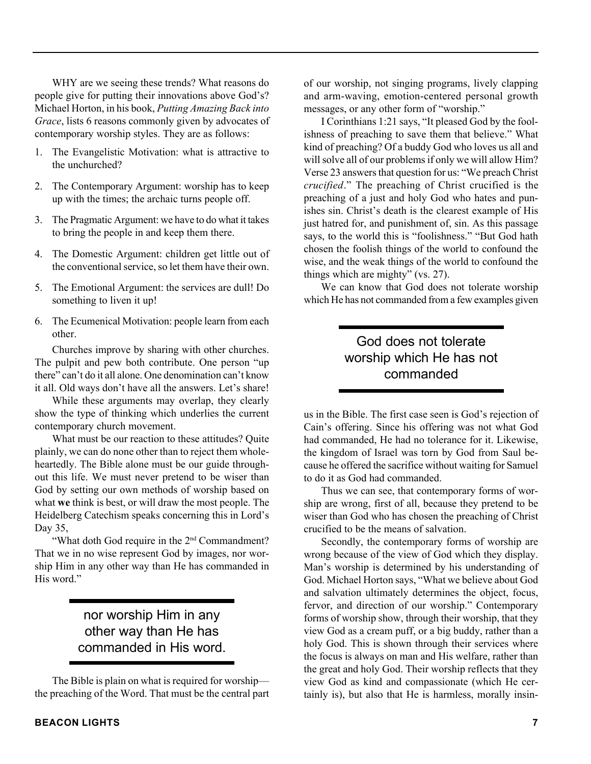WHY are we seeing these trends? What reasons do people give for putting their innovations above God's? Michael Horton, in his book, *Putting Amazing Back into Grace*, lists 6 reasons commonly given by advocates of contemporary worship styles. They are as follows:

1. The Evangelistic Motivation: what is attractive to the unchurched?
2. The Contemporary Argument: worship has to keep up with the times; the archaic turns people off.
3. The Pragmatic Argument: we have to do what it takes to bring the people in and keep them there.
4. The Domestic Argument: children get little out of the conventional service, so let them have their own.
5. The Emotional Argument: the services are dull! Do something to liven it up!
6. The Ecumenical Motivation: people learn from each other.

Churches improve by sharing with other churches. The pulpit and pew both contribute. One person "up there" can't do it all alone. One denomination can't know it all. Old ways don't have all the answers. Let's share!

While these arguments may overlap, they clearly show the type of thinking which underlies the current contemporary church movement.

What must be our reaction to these attitudes? Quite plainly, we can do none other than to reject them wholeheartedly. The Bible alone must be our guide throughout this life. We must never pretend to be wiser than God by setting our own methods of worship based on what **we** think is best, or will draw the most people. The Heidelberg Catechism speaks concerning this in Lord's Day 35,

"What doth God require in the 2nd Commandment? That we in no wise represent God by images, nor worship Him in any other way than He has commanded in His word."

> nor worship Him in any other way than He has commanded in His word.

The Bible is plain on what is required for worship—the preaching of the Word. That must be the central part of our worship, not singing programs, lively clapping and arm-waving, emotion-centered personal growth messages, or any other form of "worship."

I Corinthians 1:21 says, "It pleased God by the foolishness of preaching to save them that believe." What kind of preaching? Of a buddy God who loves us all and will solve all of our problems if only we will allow Him? Verse 23 answers that question for us: "We preach Christ *crucified*." The preaching of Christ crucified is the preaching of a just and holy God who hates and punishes sin. Christ's death is the clearest example of His just hatred for, and punishment of, sin. As this passage says, to the world this is "foolishness." "But God hath chosen the foolish things of the world to confound the wise, and the weak things of the world to confound the things which are mighty" (vs. 27).

We can know that God does not tolerate worship which He has not commanded from a few examples given us in the Bible. The first case seen is God's rejection of Cain's offering. Since his offering was not what God had commanded, He had no tolerance for it. Likewise, the kingdom of Israel was torn by God from Saul because he offered the sacrifice without waiting for Samuel to do it as God had commanded.

> God does not tolerate worship which He has not commanded

Thus we can see, that contemporary forms of worship are wrong, first of all, because they pretend to be wiser than God who has chosen the preaching of Christ crucified to be the means of salvation.

Secondly, the contemporary forms of worship are wrong because of the view of God which they display. Man's worship is determined by his understanding of God. Michael Horton says, "What we believe about God and salvation ultimately determines the object, focus, fervor, and direction of our worship." Contemporary forms of worship show, through their worship, that they view God as a cream puff, or a big buddy, rather than a holy God. This is shown through their services where the focus is always on man and His welfare, rather than the great and holy God. Their worship reflects that they view God as kind and compassionate (which He certainly is), but also that He is harmless, morally insin-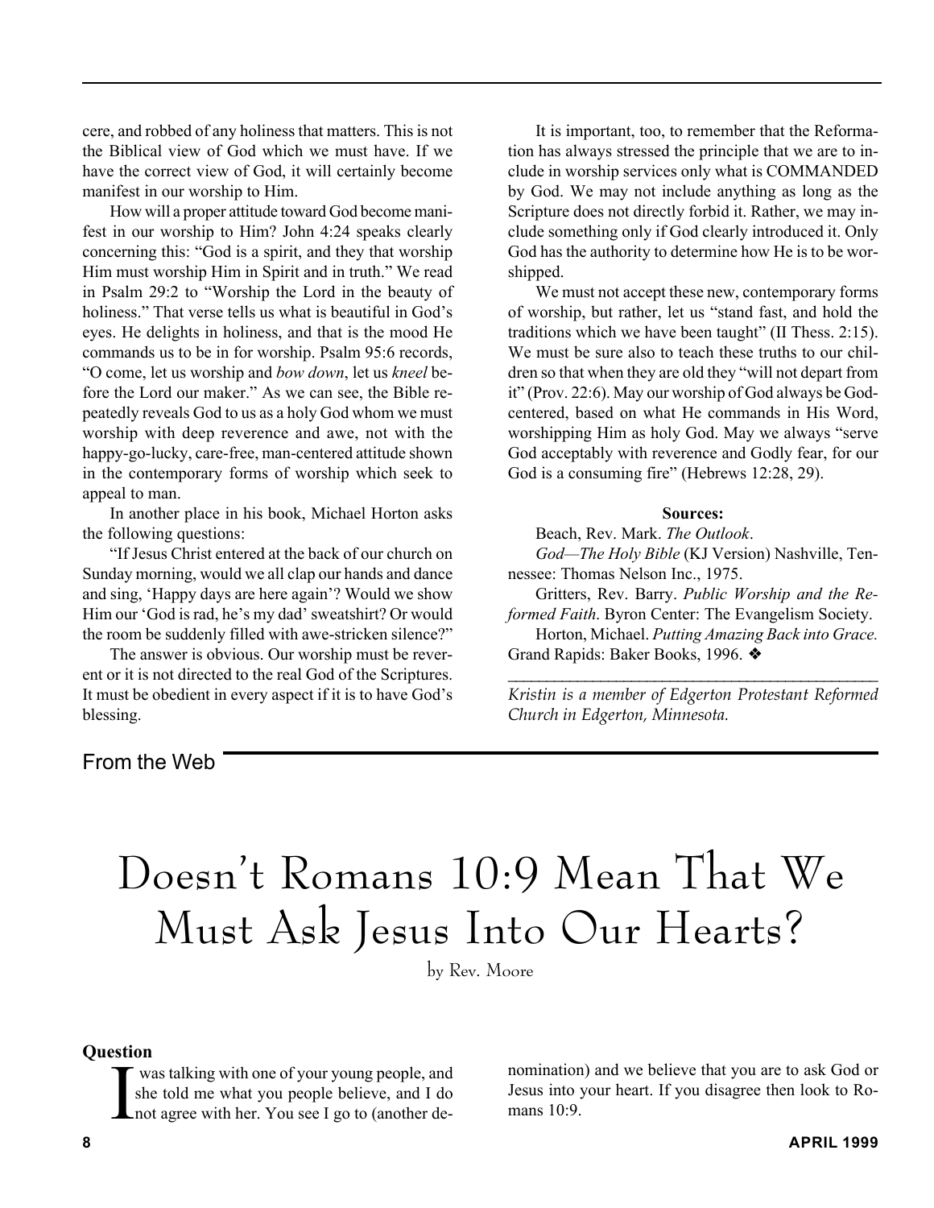cere, and robbed of any holiness that matters. This is not the Biblical view of God which we must have. If we have the correct view of God, it will certainly become manifest in our worship to Him.

How will a proper attitude toward God become manifest in our worship to Him? John 4:24 speaks clearly concerning this: "God is a spirit, and they that worship Him must worship Him in Spirit and in truth." We read in Psalm 29:2 to "Worship the Lord in the beauty of holiness." That verse tells us what is beautiful in God's eyes. He delights in holiness, and that is the mood He commands us to be in for worship. Psalm 95:6 records, "O come, let us worship and *bow down*, let us *kneel* before the Lord our maker." As we can see, the Bible repeatedly reveals God to us as a holy God whom we must worship with deep reverence and awe, not with the happy-go-lucky, care-free, man-centered attitude shown in the contemporary forms of worship which seek to appeal to man.

In another place in his book, Michael Horton asks the following questions:

"If Jesus Christ entered at the back of our church on Sunday morning, would we all clap our hands and dance and sing, 'Happy days are here again'? Would we show Him our 'God is rad, he's my dad' sweatshirt? Or would the room be suddenly filled with awe-stricken silence?"

The answer is obvious. Our worship must be reverent or it is not directed to the real God of the Scriptures. It must be obedient in every aspect if it is to have God's blessing.

It is important, too, to remember that the Reformation has always stressed the principle that we are to include in worship services only what is COMMANDED by God. We may not include anything as long as the Scripture does not directly forbid it. Rather, we may include something only if God clearly introduced it. Only God has the authority to determine how He is to be worshipped.

We must not accept these new, contemporary forms of worship, but rather, let us "stand fast, and hold the traditions which we have been taught" (II Thess. 2:15). We must be sure also to teach these truths to our children so that when they are old they "will not depart from it" (Prov. 22:6). May our worship of God always be God-centered, based on what He commands in His Word, worshipping Him as holy God. May we always "serve God acceptably with reverence and Godly fear, for our God is a consuming fire" (Hebrews 12:28, 29).

**Sources:**

Beach, Rev. Mark. *The Outlook*.

*God—The Holy Bible* (KJ Version) Nashville, Tennessee: Thomas Nelson Inc., 1975.

Gritters, Rev. Barry. *Public Worship and the Reformed Faith*. Byron Center: The Evangelism Society.

Horton, Michael. *Putting Amazing Back into Grace.* Grand Rapids: Baker Books, 1996. ❖

*Kristin is a member of Edgerton Protestant Reformed Church in Edgerton, Minnesota.*

From the Web

# Doesn't Romans 10:9 Mean That We Must Ask Jesus Into Our Hearts?

by Rev. Moore

**Question**

I was talking with one of your young people, and she told me what you people believe, and I do not agree with her. You see I go to (another denomination) and we believe that you are to ask God or Jesus into your heart. If you disagree then look to Romans 10:9.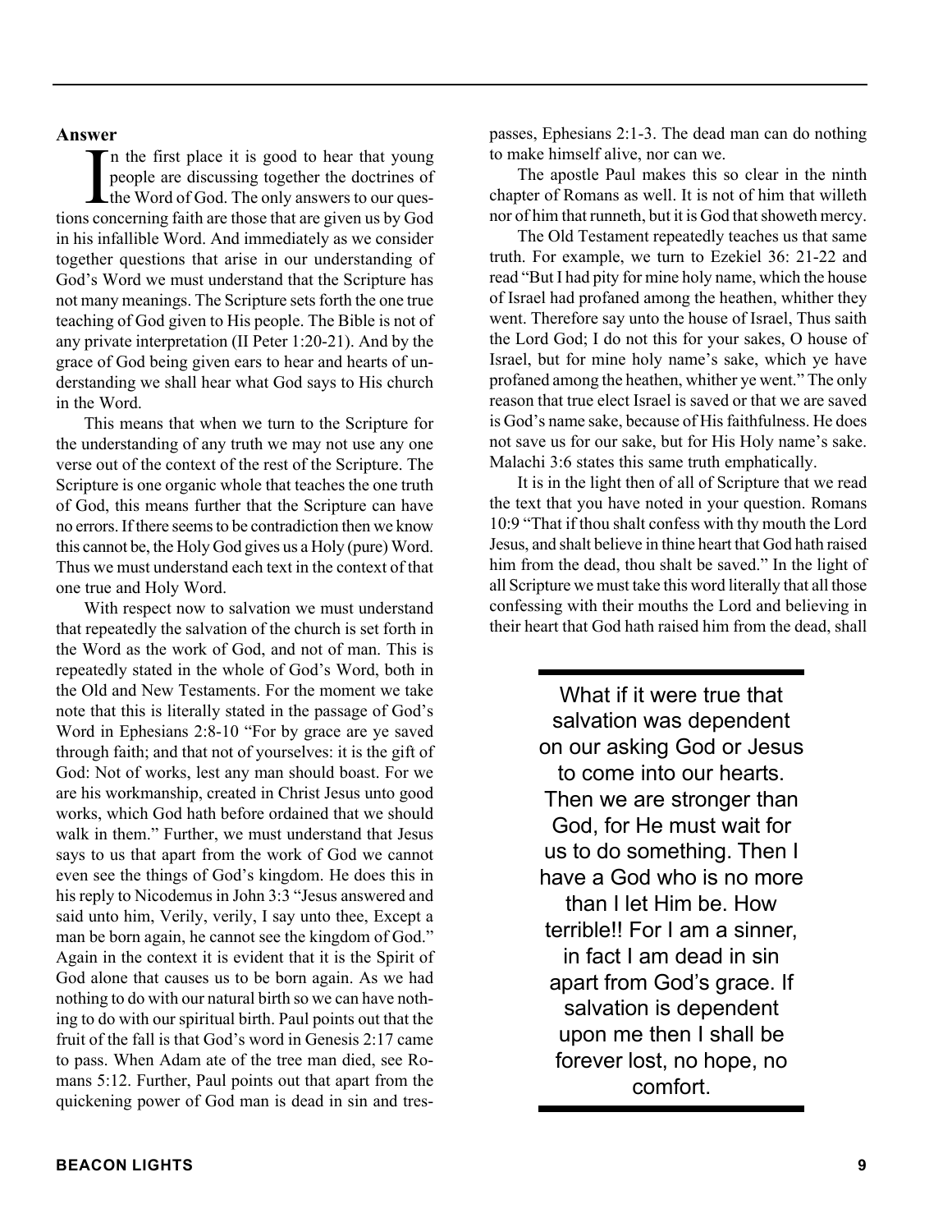**Answer**

In the first place it is good to hear that young people are discussing together the doctrines of the Word of God. The only answers to our questions concerning faith are those that are given us by God in his infallible Word. And immediately as we consider together questions that arise in our understanding of God's Word we must understand that the Scripture has not many meanings. The Scripture sets forth the one true teaching of God given to His people. The Bible is not of any private interpretation (II Peter 1:20-21). And by the grace of God being given ears to hear and hearts of understanding we shall hear what God says to His church in the Word.

This means that when we turn to the Scripture for the understanding of any truth we may not use any one verse out of the context of the rest of the Scripture. The Scripture is one organic whole that teaches the one truth of God, this means further that the Scripture can have no errors. If there seems to be contradiction then we know this cannot be, the Holy God gives us a Holy (pure) Word. Thus we must understand each text in the context of that one true and Holy Word.

With respect now to salvation we must understand that repeatedly the salvation of the church is set forth in the Word as the work of God, and not of man. This is repeatedly stated in the whole of God's Word, both in the Old and New Testaments. For the moment we take note that this is literally stated in the passage of God's Word in Ephesians 2:8-10 "For by grace are ye saved through faith; and that not of yourselves: it is the gift of God: Not of works, lest any man should boast. For we are his workmanship, created in Christ Jesus unto good works, which God hath before ordained that we should walk in them." Further, we must understand that Jesus says to us that apart from the work of God we cannot even see the things of God's kingdom. He does this in his reply to Nicodemus in John 3:3 "Jesus answered and said unto him, Verily, verily, I say unto thee, Except a man be born again, he cannot see the kingdom of God." Again in the context it is evident that it is the Spirit of God alone that causes us to be born again. As we had nothing to do with our natural birth so we can have nothing to do with our spiritual birth. Paul points out that the fruit of the fall is that God's word in Genesis 2:17 came to pass. When Adam ate of the tree man died, see Romans 5:12. Further, Paul points out that apart from the quickening power of God man is dead in sin and trespasses, Ephesians 2:1-3. The dead man can do nothing to make himself alive, nor can we.

The apostle Paul makes this so clear in the ninth chapter of Romans as well. It is not of him that willeth nor of him that runneth, but it is God that showeth mercy.

The Old Testament repeatedly teaches us that same truth. For example, we turn to Ezekiel 36: 21-22 and read "But I had pity for mine holy name, which the house of Israel had profaned among the heathen, whither they went. Therefore say unto the house of Israel, Thus saith the Lord God; I do not this for your sakes, O house of Israel, but for mine holy name's sake, which ye have profaned among the heathen, whither ye went." The only reason that true elect Israel is saved or that we are saved is God's name sake, because of His faithfulness. He does not save us for our sake, but for His Holy name's sake. Malachi 3:6 states this same truth emphatically.

It is in the light then of all of Scripture that we read the text that you have noted in your question. Romans 10:9 "That if thou shalt confess with thy mouth the Lord Jesus, and shalt believe in thine heart that God hath raised him from the dead, thou shalt be saved." In the light of all Scripture we must take this word literally that all those confessing with their mouths the Lord and believing in their heart that God hath raised him from the dead, shall

> What if it were true that salvation was dependent on our asking God or Jesus to come into our hearts. Then we are stronger than God, for He must wait for us to do something. Then I have a God who is no more than I let Him be. How terrible!! For I am a sinner, in fact I am dead in sin apart from God's grace. If salvation is dependent upon me then I shall be forever lost, no hope, no comfort.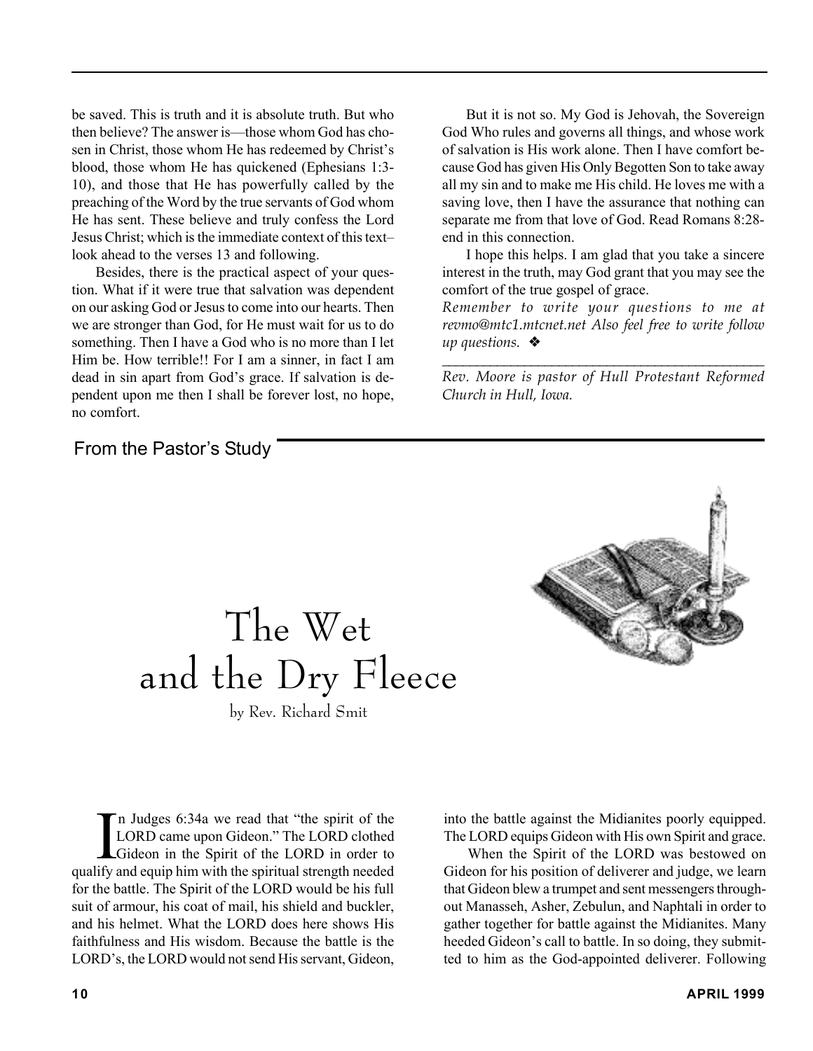be saved. This is truth and it is absolute truth. But who then believe? The answer is—those whom God has chosen in Christ, those whom He has redeemed by Christ's blood, those whom He has quickened (Ephesians 1:3-10), and those that He has powerfully called by the preaching of the Word by the true servants of God whom He has sent. These believe and truly confess the Lord Jesus Christ; which is the immediate context of this text–look ahead to the verses 13 and following.

Besides, there is the practical aspect of your question. What if it were true that salvation was dependent on our asking God or Jesus to come into our hearts. Then we are stronger than God, for He must wait for us to do something. Then I have a God who is no more than I let Him be. How terrible!! For I am a sinner, in fact I am dead in sin apart from God's grace. If salvation is dependent upon me then I shall be forever lost, no hope, no comfort.

But it is not so. My God is Jehovah, the Sovereign God Who rules and governs all things, and whose work of salvation is His work alone. Then I have comfort because God has given His Only Begotten Son to take away all my sin and to make me His child. He loves me with a saving love, then I have the assurance that nothing can separate me from that love of God. Read Romans 8:28-end in this connection.

I hope this helps. I am glad that you take a sincere interest in the truth, may God grant that you may see the comfort of the true gospel of grace.

*Remember to write your questions to me at revmo@mtc1.mtcnet.net Also feel free to write follow up questions.* ❖

---

*Rev. Moore is pastor of Hull Protestant Reformed Church in Hull, Iowa.*

From the Pastor's Study

# The Wet and the Dry Fleece

by Rev. Richard Smit

In Judges 6:34a we read that "the spirit of the LORD came upon Gideon." The LORD clothed Gideon in the Spirit of the LORD in order to qualify and equip him with the spiritual strength needed for the battle. The Spirit of the LORD would be his full suit of armour, his coat of mail, his shield and buckler, and his helmet. What the LORD does here shows His faithfulness and His wisdom. Because the battle is the LORD's, the LORD would not send His servant, Gideon, into the battle against the Midianites poorly equipped. The LORD equips Gideon with His own Spirit and grace.

When the Spirit of the LORD was bestowed on Gideon for his position of deliverer and judge, we learn that Gideon blew a trumpet and sent messengers throughout Manasseh, Asher, Zebulun, and Naphtali in order to gather together for battle against the Midianites. Many heeded Gideon's call to battle. In so doing, they submitted to him as the God-appointed deliverer. Following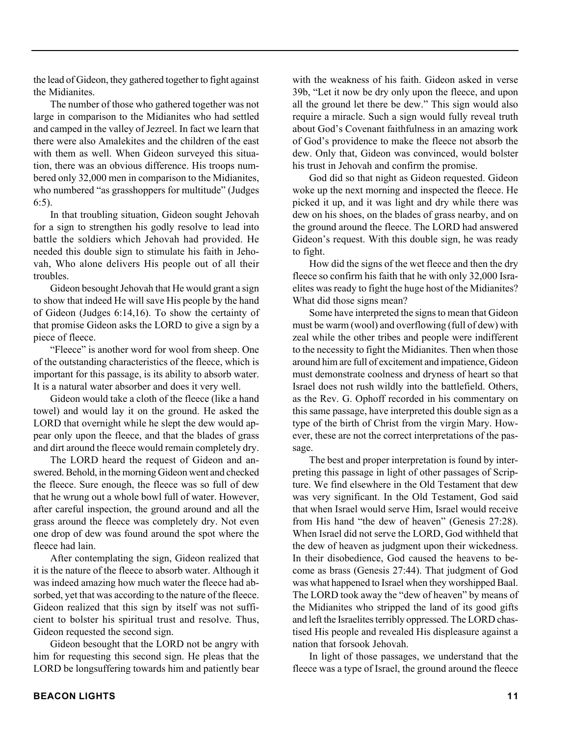the lead of Gideon, they gathered together to fight against the Midianites.

The number of those who gathered together was not large in comparison to the Midianites who had settled and camped in the valley of Jezreel. In fact we learn that there were also Amalekites and the children of the east with them as well. When Gideon surveyed this situation, there was an obvious difference. His troops numbered only 32,000 men in comparison to the Midianites, who numbered "as grasshoppers for multitude" (Judges 6:5).

In that troubling situation, Gideon sought Jehovah for a sign to strengthen his godly resolve to lead into battle the soldiers which Jehovah had provided. He needed this double sign to stimulate his faith in Jehovah, Who alone delivers His people out of all their troubles.

Gideon besought Jehovah that He would grant a sign to show that indeed He will save His people by the hand of Gideon (Judges 6:14,16). To show the certainty of that promise Gideon asks the LORD to give a sign by a piece of fleece.

"Fleece" is another word for wool from sheep. One of the outstanding characteristics of the fleece, which is important for this passage, is its ability to absorb water. It is a natural water absorber and does it very well.

Gideon would take a cloth of the fleece (like a hand towel) and would lay it on the ground. He asked the LORD that overnight while he slept the dew would appear only upon the fleece, and that the blades of grass and dirt around the fleece would remain completely dry.

The LORD heard the request of Gideon and answered. Behold, in the morning Gideon went and checked the fleece. Sure enough, the fleece was so full of dew that he wrung out a whole bowl full of water. However, after careful inspection, the ground around and all the grass around the fleece was completely dry. Not even one drop of dew was found around the spot where the fleece had lain.

After contemplating the sign, Gideon realized that it is the nature of the fleece to absorb water. Although it was indeed amazing how much water the fleece had absorbed, yet that was according to the nature of the fleece. Gideon realized that this sign by itself was not sufficient to bolster his spiritual trust and resolve. Thus, Gideon requested the second sign.

Gideon besought that the LORD not be angry with him for requesting this second sign. He pleas that the LORD be longsuffering towards him and patiently bear with the weakness of his faith. Gideon asked in verse 39b, "Let it now be dry only upon the fleece, and upon all the ground let there be dew." This sign would also require a miracle. Such a sign would fully reveal truth about God's Covenant faithfulness in an amazing work of God's providence to make the fleece not absorb the dew. Only that, Gideon was convinced, would bolster his trust in Jehovah and confirm the promise.

God did so that night as Gideon requested. Gideon woke up the next morning and inspected the fleece. He picked it up, and it was light and dry while there was dew on his shoes, on the blades of grass nearby, and on the ground around the fleece. The LORD had answered Gideon's request. With this double sign, he was ready to fight.

How did the signs of the wet fleece and then the dry fleece so confirm his faith that he with only 32,000 Israelites was ready to fight the huge host of the Midianites? What did those signs mean?

Some have interpreted the signs to mean that Gideon must be warm (wool) and overflowing (full of dew) with zeal while the other tribes and people were indifferent to the necessity to fight the Midianites. Then when those around him are full of excitement and impatience, Gideon must demonstrate coolness and dryness of heart so that Israel does not rush wildly into the battlefield. Others, as the Rev. G. Ophoff recorded in his commentary on this same passage, have interpreted this double sign as a type of the birth of Christ from the virgin Mary. However, these are not the correct interpretations of the passage.

The best and proper interpretation is found by interpreting this passage in light of other passages of Scripture. We find elsewhere in the Old Testament that dew was very significant. In the Old Testament, God said that when Israel would serve Him, Israel would receive from His hand "the dew of heaven" (Genesis 27:28). When Israel did not serve the LORD, God withheld that the dew of heaven as judgment upon their wickedness. In their disobedience, God caused the heavens to become as brass (Genesis 27:44). That judgment of God was what happened to Israel when they worshipped Baal. The LORD took away the "dew of heaven" by means of the Midianites who stripped the land of its good gifts and left the Israelites terribly oppressed. The LORD chastised His people and revealed His displeasure against a nation that forsook Jehovah.

In light of those passages, we understand that the fleece was a type of Israel, the ground around the fleece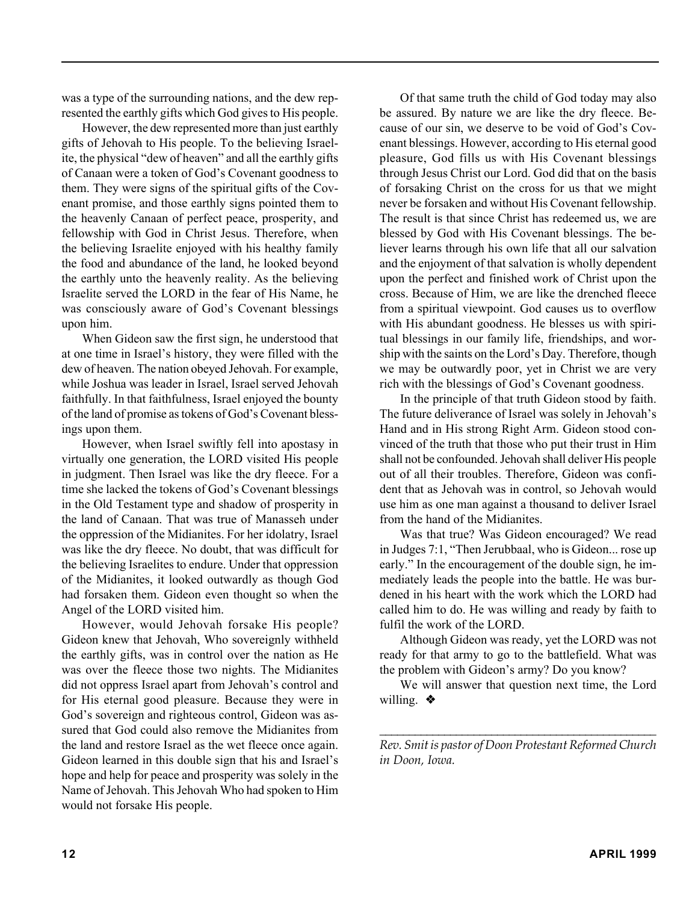was a type of the surrounding nations, and the dew represented the earthly gifts which God gives to His people.

However, the dew represented more than just earthly gifts of Jehovah to His people. To the believing Israelite, the physical "dew of heaven" and all the earthly gifts of Canaan were a token of God's Covenant goodness to them. They were signs of the spiritual gifts of the Covenant promise, and those earthly signs pointed them to the heavenly Canaan of perfect peace, prosperity, and fellowship with God in Christ Jesus. Therefore, when the believing Israelite enjoyed with his healthy family the food and abundance of the land, he looked beyond the earthly unto the heavenly reality. As the believing Israelite served the LORD in the fear of His Name, he was consciously aware of God's Covenant blessings upon him.

When Gideon saw the first sign, he understood that at one time in Israel's history, they were filled with the dew of heaven. The nation obeyed Jehovah. For example, while Joshua was leader in Israel, Israel served Jehovah faithfully. In that faithfulness, Israel enjoyed the bounty of the land of promise as tokens of God's Covenant blessings upon them.

However, when Israel swiftly fell into apostasy in virtually one generation, the LORD visited His people in judgment. Then Israel was like the dry fleece. For a time she lacked the tokens of God's Covenant blessings in the Old Testament type and shadow of prosperity in the land of Canaan. That was true of Manasseh under the oppression of the Midianites. For her idolatry, Israel was like the dry fleece. No doubt, that was difficult for the believing Israelites to endure. Under that oppression of the Midianites, it looked outwardly as though God had forsaken them. Gideon even thought so when the Angel of the LORD visited him.

However, would Jehovah forsake His people? Gideon knew that Jehovah, Who sovereignly withheld the earthly gifts, was in control over the nation as He was over the fleece those two nights. The Midianites did not oppress Israel apart from Jehovah's control and for His eternal good pleasure. Because they were in God's sovereign and righteous control, Gideon was assured that God could also remove the Midianites from the land and restore Israel as the wet fleece once again. Gideon learned in this double sign that his and Israel's hope and help for peace and prosperity was solely in the Name of Jehovah. This Jehovah Who had spoken to Him would not forsake His people.

Of that same truth the child of God today may also be assured. By nature we are like the dry fleece. Because of our sin, we deserve to be void of God's Covenant blessings. However, according to His eternal good pleasure, God fills us with His Covenant blessings through Jesus Christ our Lord. God did that on the basis of forsaking Christ on the cross for us that we might never be forsaken and without His Covenant fellowship. The result is that since Christ has redeemed us, we are blessed by God with His Covenant blessings. The believer learns through his own life that all our salvation and the enjoyment of that salvation is wholly dependent upon the perfect and finished work of Christ upon the cross. Because of Him, we are like the drenched fleece from a spiritual viewpoint. God causes us to overflow with His abundant goodness. He blesses us with spiritual blessings in our family life, friendships, and worship with the saints on the Lord's Day. Therefore, though we may be outwardly poor, yet in Christ we are very rich with the blessings of God's Covenant goodness.

In the principle of that truth Gideon stood by faith. The future deliverance of Israel was solely in Jehovah's Hand and in His strong Right Arm. Gideon stood convinced of the truth that those who put their trust in Him shall not be confounded. Jehovah shall deliver His people out of all their troubles. Therefore, Gideon was confident that as Jehovah was in control, so Jehovah would use him as one man against a thousand to deliver Israel from the hand of the Midianites.

Was that true? Was Gideon encouraged? We read in Judges 7:1, "Then Jerubbaal, who is Gideon... rose up early." In the encouragement of the double sign, he immediately leads the people into the battle. He was burdened in his heart with the work which the LORD had called him to do. He was willing and ready by faith to fulfil the work of the LORD.

Although Gideon was ready, yet the LORD was not ready for that army to go to the battlefield. What was the problem with Gideon's army? Do you know?

We will answer that question next time, the Lord willing. ❖

---

*Rev. Smit is pastor of Doon Protestant Reformed Church in Doon, Iowa.*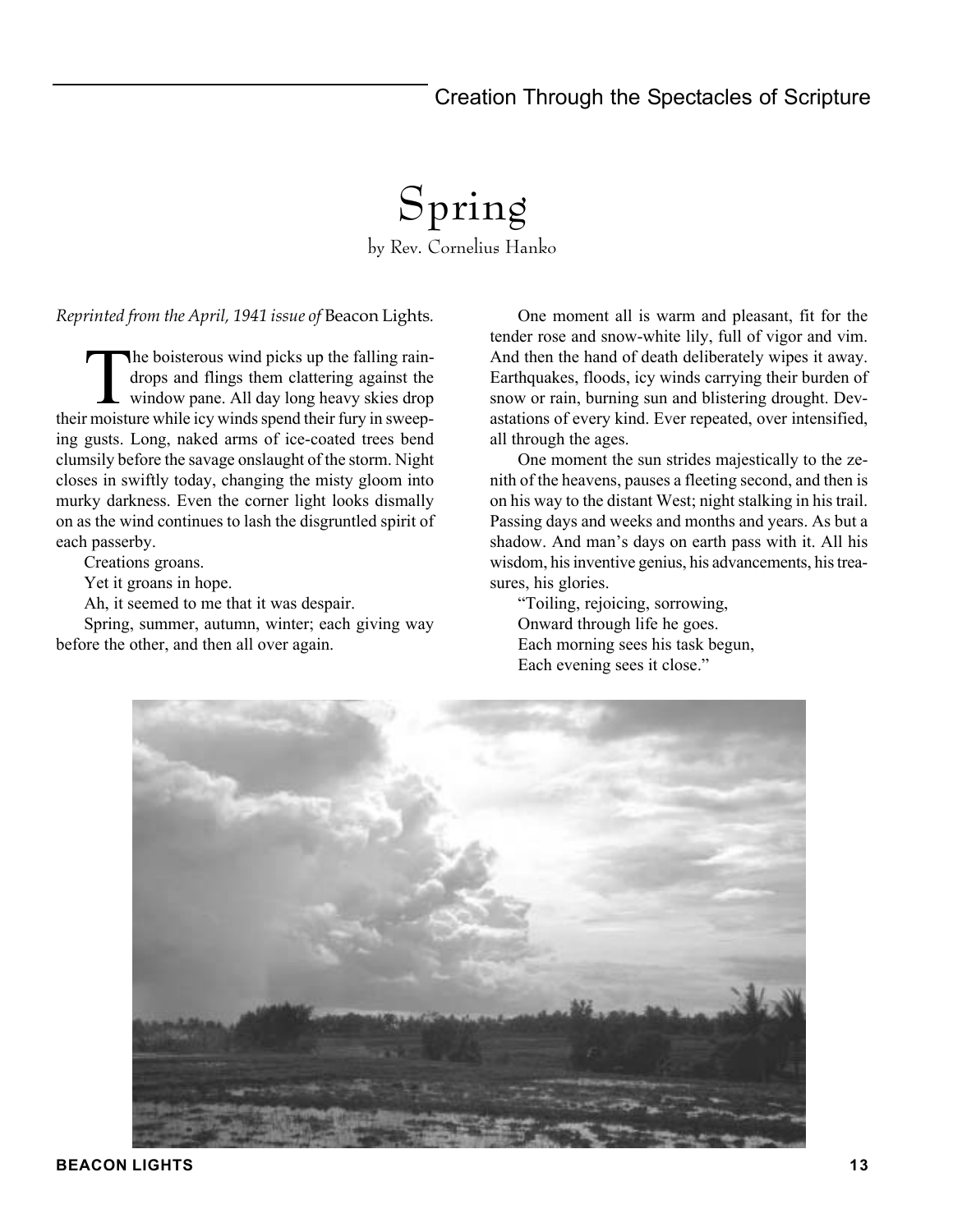# Spring

by Rev. Cornelius Hanko

*Reprinted from the April, 1941 issue of* Beacon Lights.

The boisterous wind picks up the falling raindrops and flings them clattering against the window pane. All day long heavy skies drop their moisture while icy winds spend their fury in sweeping gusts. Long, naked arms of ice-coated trees bend clumsily before the savage onslaught of the storm. Night closes in swiftly today, changing the misty gloom into murky darkness. Even the corner light looks dismally on as the wind continues to lash the disgruntled spirit of each passerby.

Creations groans.

Yet it groans in hope.

Ah, it seemed to me that it was despair.

Spring, summer, autumn, winter; each giving way before the other, and then all over again.

One moment all is warm and pleasant, fit for the tender rose and snow-white lily, full of vigor and vim. And then the hand of death deliberately wipes it away. Earthquakes, floods, icy winds carrying their burden of snow or rain, burning sun and blistering drought. Devastations of every kind. Ever repeated, over intensified, all through the ages.

One moment the sun strides majestically to the zenith of the heavens, pauses a fleeting second, and then is on his way to the distant West; night stalking in his trail. Passing days and weeks and months and years. As but a shadow. And man's days on earth pass with it. All his wisdom, his inventive genius, his advancements, his treasures, his glories.

"Toiling, rejoicing, sorrowing,
Onward through life he goes.
Each morning sees his task begun,
Each evening sees it close."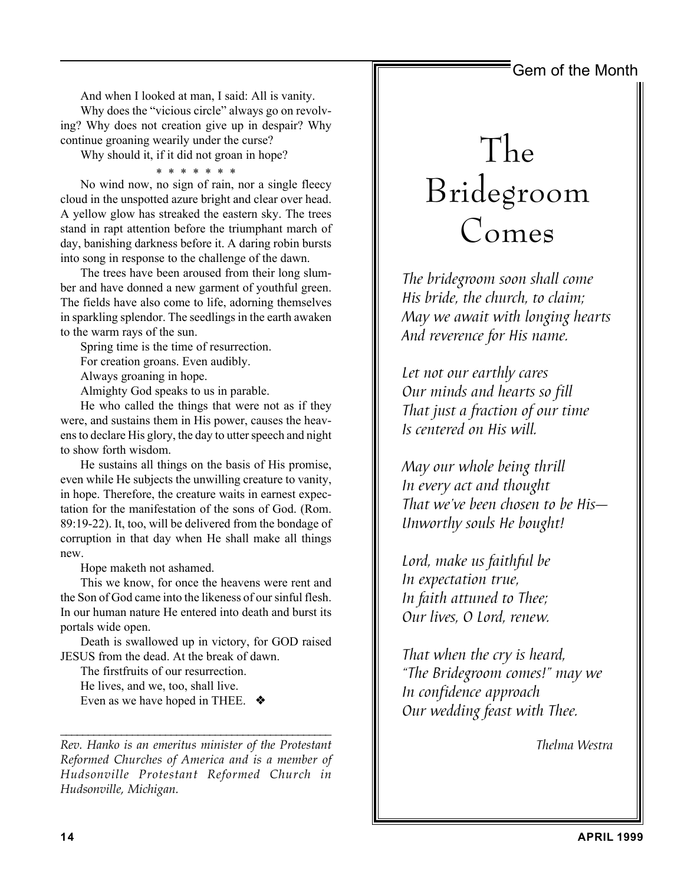And when I looked at man, I said: All is vanity.

Why does the "vicious circle" always go on revolving? Why does not creation give up in despair? Why continue groaning wearily under the curse?

Why should it, if it did not groan in hope?

\* \* \* \* \* \* \*

No wind now, no sign of rain, nor a single fleecy cloud in the unspotted azure bright and clear over head. A yellow glow has streaked the eastern sky. The trees stand in rapt attention before the triumphant march of day, banishing darkness before it. A daring robin bursts into song in response to the challenge of the dawn.

The trees have been aroused from their long slumber and have donned a new garment of youthful green. The fields have also come to life, adorning themselves in sparkling splendor. The seedlings in the earth awaken to the warm rays of the sun.

Spring time is the time of resurrection.

For creation groans. Even audibly.

Always groaning in hope.

Almighty God speaks to us in parable.

He who called the things that were not as if they were, and sustains them in His power, causes the heavens to declare His glory, the day to utter speech and night to show forth wisdom.

He sustains all things on the basis of His promise, even while He subjects the unwilling creature to vanity, in hope. Therefore, the creature waits in earnest expectation for the manifestation of the sons of God. (Rom. 89:19-22). It, too, will be delivered from the bondage of corruption in that day when He shall make all things new.

Hope maketh not ashamed.

This we know, for once the heavens were rent and the Son of God came into the likeness of our sinful flesh. In our human nature He entered into death and burst its portals wide open.

Death is swallowed up in victory, for GOD raised JESUS from the dead. At the break of dawn.

The firstfruits of our resurrection.

He lives, and we, too, shall live.

Even as we have hoped in THEE. ❖

---

*Rev. Hanko is an emeritus minister of the Protestant Reformed Churches of America and is a member of Hudsonville Protestant Reformed Church in Hudsonville, Michigan.*

Gem of the Month

# The Bridegroom Comes

*The bridegroom soon shall come*
*His bride, the church, to claim;*
*May we await with longing hearts*
*And reverence for His name.*

*Let not our earthly cares*
*Our minds and hearts so fill*
*That just a fraction of our time*
*Is centered on His will.*

*May our whole being thrill*
*In every act and thought*
*That we've been chosen to be His—*
*Unworthy souls He bought!*

*Lord, make us faithful be*
*In expectation true,*
*In faith attuned to Thee;*
*Our lives, O Lord, renew.*

*That when the cry is heard,*
*"The Bridegroom comes!" may we*
*In confidence approach*
*Our wedding feast with Thee.*

*Thelma Westra*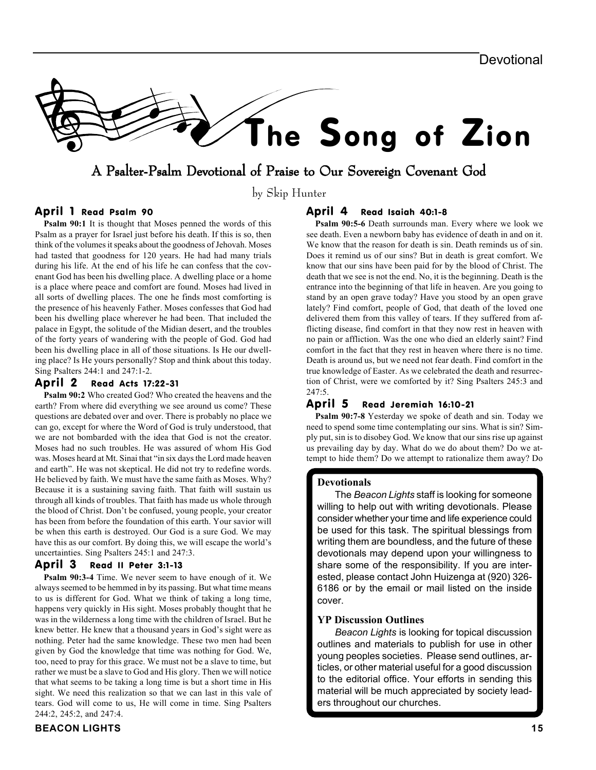Devotional

# The Song of Zion

## A Psalter-Psalm Devotional of Praise to Our Sovereign Covenant God

by Skip Hunter

### April 1 Read Psalm 90

**Psalm 90:1** It is thought that Moses penned the words of this Psalm as a prayer for Israel just before his death. If this is so, then think of the volumes it speaks about the goodness of Jehovah. Moses had tasted that goodness for 120 years. He had had many trials during his life. At the end of his life he can confess that the covenant God has been his dwelling place. A dwelling place or a home is a place where peace and comfort are found. Moses had lived in all sorts of dwelling places. The one he finds most comforting is the presence of his heavenly Father. Moses confesses that God had been his dwelling place wherever he had been. That included the palace in Egypt, the solitude of the Midian desert, and the troubles of the forty years of wandering with the people of God. God had been his dwelling place in all of those situations. Is He our dwelling place? Is He yours personally? Stop and think about this today. Sing Psalters 244:1 and 247:1-2.

### April 2 Read Acts 17:22-31

**Psalm 90:2** Who created God? Who created the heavens and the earth? From where did everything we see around us come? These questions are debated over and over. There is probably no place we can go, except for where the Word of God is truly understood, that we are not bombarded with the idea that God is not the creator. Moses had no such troubles. He was assured of whom His God was. Moses heard at Mt. Sinai that "in six days the Lord made heaven and earth". He was not skeptical. He did not try to redefine words. He believed by faith. We must have the same faith as Moses. Why? Because it is a sustaining saving faith. That faith will sustain us through all kinds of troubles. That faith has made us whole through the blood of Christ. Don't be confused, young people, your creator has been from before the foundation of this earth. Your savior will be when this earth is destroyed. Our God is a sure God. We may have this as our comfort. By doing this, we will escape the world's uncertainties. Sing Psalters 245:1 and 247:3.

### April 3 Read II Peter 3:1-13

**Psalm 90:3-4** Time. We never seem to have enough of it. We always seemed to be hemmed in by its passing. But what time means to us is different for God. What we think of taking a long time, happens very quickly in His sight. Moses probably thought that he was in the wilderness a long time with the children of Israel. But he knew better. He knew that a thousand years in God's sight were as nothing. Peter had the same knowledge. These two men had been given by God the knowledge that time was nothing for God. We, too, need to pray for this grace. We must not be a slave to time, but rather we must be a slave to God and His glory. Then we will notice that what seems to be taking a long time is but a short time in His sight. We need this realization so that we can last in this vale of tears. God will come to us, He will come in time. Sing Psalters 244:2, 245:2, and 247:4.

### April 4 Read Isaiah 40:1-8

**Psalm 90:5-6** Death surrounds man. Every where we look we see death. Even a newborn baby has evidence of death in and on it. We know that the reason for death is sin. Death reminds us of sin. Does it remind us of our sins? But in death is great comfort. We know that our sins have been paid for by the blood of Christ. The death that we see is not the end. No, it is the beginning. Death is the entrance into the beginning of that life in heaven. Are you going to stand by an open grave today? Have you stood by an open grave lately? Find comfort, people of God, that death of the loved one delivered them from this valley of tears. If they suffered from afflicting disease, find comfort in that they now rest in heaven with no pain or affliction. Was the one who died an elderly saint? Find comfort in the fact that they rest in heaven where there is no time. Death is around us, but we need not fear death. Find comfort in the true knowledge of Easter. As we celebrated the death and resurrection of Christ, were we comforted by it? Sing Psalters 245:3 and 247:5.

### April 5 Read Jeremiah 16:10-21

**Psalm 90:7-8** Yesterday we spoke of death and sin. Today we need to spend some time contemplating our sins. What is sin? Simply put, sin is to disobey God. We know that our sins rise up against us prevailing day by day. What do we do about them? Do we attempt to hide them? Do we attempt to rationalize them away? Do

---

**Devotionals**

The *Beacon Lights* staff is looking for someone willing to help out with writing devotionals. Please consider whether your time and life experience could be used for this task. The spiritual blessings from writing them are boundless, and the future of these devotionals may depend upon your willingness to share some of the responsibility. If you are interested, please contact John Huizenga at (920) 326-6186 or by the email or mail listed on the inside cover.

**YP Discussion Outlines**

*Beacon Lights* is looking for topical discussion outlines and materials to publish for use in other young peoples societies. Please send outlines, articles, or other material useful for a good discussion to the editorial office. Your efforts in sending this material will be much appreciated by society leaders throughout our churches.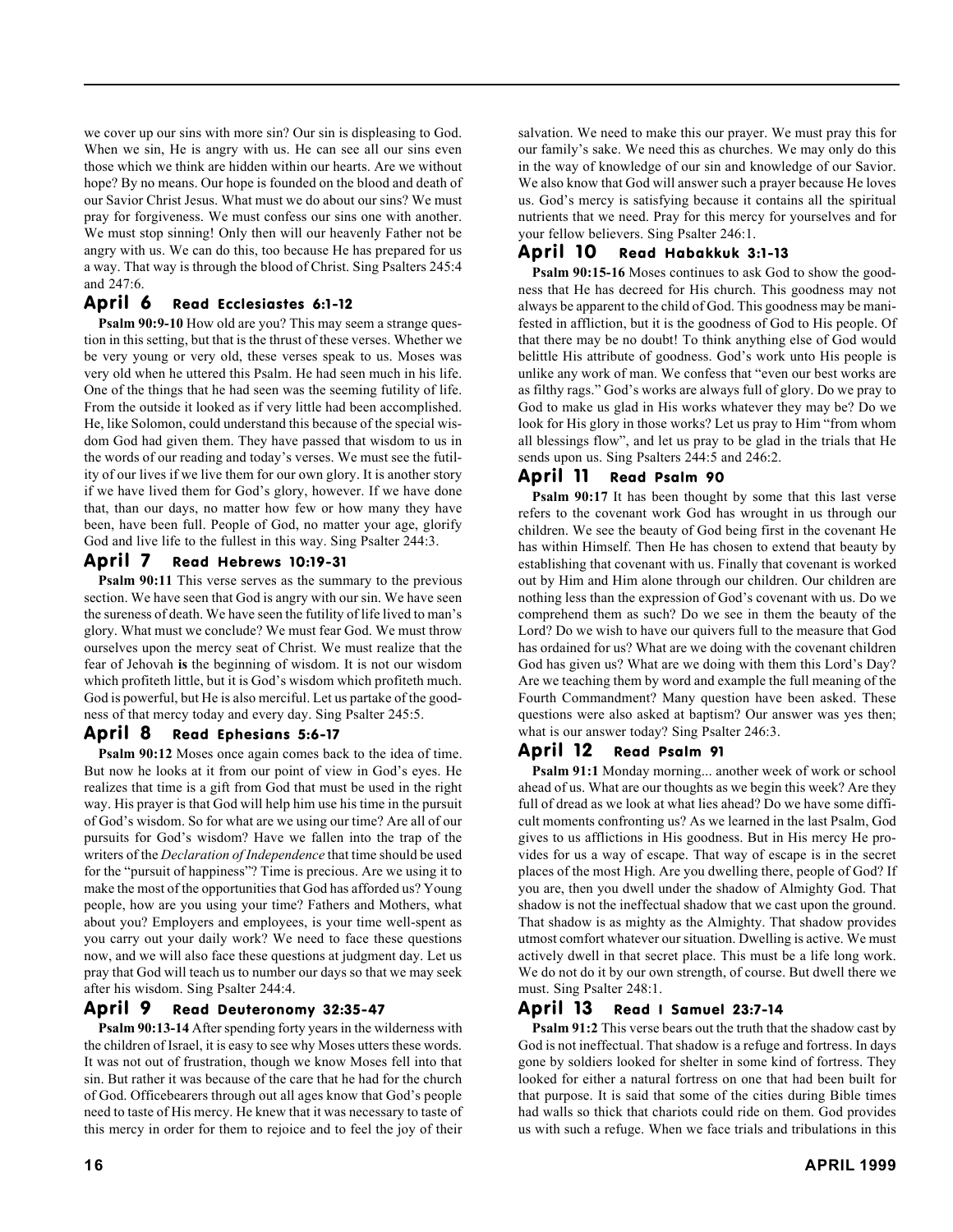we cover up our sins with more sin? Our sin is displeasing to God. When we sin, He is angry with us. He can see all our sins even those which we think are hidden within our hearts. Are we without hope? By no means. Our hope is founded on the blood and death of our Savior Christ Jesus. What must we do about our sins? We must pray for forgiveness. We must confess our sins one with another. We must stop sinning! Only then will our heavenly Father not be angry with us. We can do this, too because He has prepared for us a way. That way is through the blood of Christ. Sing Psalters 245:4 and 247:6.

### April 6 — Read Ecclesiastes 6:1-12

**Psalm 90:9-10** How old are you? This may seem a strange question in this setting, but that is the thrust of these verses. Whether we be very young or very old, these verses speak to us. Moses was very old when he uttered this Psalm. He had seen much in his life. One of the things that he had seen was the seeming futility of life. From the outside it looked as if very little had been accomplished. He, like Solomon, could understand this because of the special wisdom God had given them. They have passed that wisdom to us in the words of our reading and today's verses. We must see the futility of our lives if we live them for our own glory. It is another story if we have lived them for God's glory, however. If we have done that, than our days, no matter how few or how many they have been, have been full. People of God, no matter your age, glorify God and live life to the fullest in this way. Sing Psalter 244:3.

### April 7 — Read Hebrews 10:19-31

**Psalm 90:11** This verse serves as the summary to the previous section. We have seen that God is angry with our sin. We have seen the sureness of death. We have seen the futility of life lived to man's glory. What must we conclude? We must fear God. We must throw ourselves upon the mercy seat of Christ. We must realize that the fear of Jehovah **is** the beginning of wisdom. It is not our wisdom which profiteth little, but it is God's wisdom which profiteth much. God is powerful, but He is also merciful. Let us partake of the goodness of that mercy today and every day. Sing Psalter 245:5.

### April 8 — Read Ephesians 5:6-17

**Psalm 90:12** Moses once again comes back to the idea of time. But now he looks at it from our point of view in God's eyes. He realizes that time is a gift from God that must be used in the right way. His prayer is that God will help him use his time in the pursuit of God's wisdom. So for what are we using our time? Are all of our pursuits for God's wisdom? Have we fallen into the trap of the writers of the *Declaration of Independence* that time should be used for the "pursuit of happiness"? Time is precious. Are we using it to make the most of the opportunities that God has afforded us? Young people, how are you using your time? Fathers and Mothers, what about you? Employers and employees, is your time well-spent as you carry out your daily work? We need to face these questions now, and we will also face these questions at judgment day. Let us pray that God will teach us to number our days so that we may seek after his wisdom. Sing Psalter 244:4.

### April 9 — Read Deuteronomy 32:35-47

**Psalm 90:13-14** After spending forty years in the wilderness with the children of Israel, it is easy to see why Moses utters these words. It was not out of frustration, though we know Moses fell into that sin. But rather it was because of the care that he had for the church of God. Officebearers through out all ages know that God's people need to taste of His mercy. He knew that it was necessary to taste of this mercy in order for them to rejoice and to feel the joy of their salvation. We need to make this our prayer. We must pray this for our family's sake. We need this as churches. We may only do this in the way of knowledge of our sin and knowledge of our Savior. We also know that God will answer such a prayer because He loves us. God's mercy is satisfying because it contains all the spiritual nutrients that we need. Pray for this mercy for yourselves and for your fellow believers. Sing Psalter 246:1.

### April 10 — Read Habakkuk 3:1-13

**Psalm 90:15-16** Moses continues to ask God to show the goodness that He has decreed for His church. This goodness may not always be apparent to the child of God. This goodness may be manifested in affliction, but it is the goodness of God to His people. Of that there may be no doubt! To think anything else of God would belittle His attribute of goodness. God's work unto His people is unlike any work of man. We confess that "even our best works are as filthy rags." God's works are always full of glory. Do we pray to God to make us glad in His works whatever they may be? Do we look for His glory in those works? Let us pray to Him "from whom all blessings flow", and let us pray to be glad in the trials that He sends upon us. Sing Psalters 244:5 and 246:2.

### April 11 — Read Psalm 90

**Psalm 90:17** It has been thought by some that this last verse refers to the covenant work God has wrought in us through our children. We see the beauty of God being first in the covenant He has within Himself. Then He has chosen to extend that beauty by establishing that covenant with us. Finally that covenant is worked out by Him and Him alone through our children. Our children are nothing less than the expression of God's covenant with us. Do we comprehend them as such? Do we see in them the beauty of the Lord? Do we wish to have our quivers full to the measure that God has ordained for us? What are we doing with the covenant children God has given us? What are we doing with them this Lord's Day? Are we teaching them by word and example the full meaning of the Fourth Commandment? Many question have been asked. These questions were also asked at baptism? Our answer was yes then; what is our answer today? Sing Psalter 246:3.

### April 12 — Read Psalm 91

**Psalm 91:1** Monday morning... another week of work or school ahead of us. What are our thoughts as we begin this week? Are they full of dread as we look at what lies ahead? Do we have some difficult moments confronting us? As we learned in the last Psalm, God gives to us afflictions in His goodness. But in His mercy He provides for us a way of escape. That way of escape is in the secret places of the most High. Are you dwelling there, people of God? If you are, then you dwell under the shadow of Almighty God. That shadow is not the ineffectual shadow that we cast upon the ground. That shadow is as mighty as the Almighty. That shadow provides utmost comfort whatever our situation. Dwelling is active. We must actively dwell in that secret place. This must be a life long work. We do not do it by our own strength, of course. But dwell there we must. Sing Psalter 248:1.

### April 13 — Read I Samuel 23:7-14

**Psalm 91:2** This verse bears out the truth that the shadow cast by God is not ineffectual. That shadow is a refuge and fortress. In days gone by soldiers looked for shelter in some kind of fortress. They looked for either a natural fortress on one that had been built for that purpose. It is said that some of the cities during Bible times had walls so thick that chariots could ride on them. God provides us with such a refuge. When we face trials and tribulations in this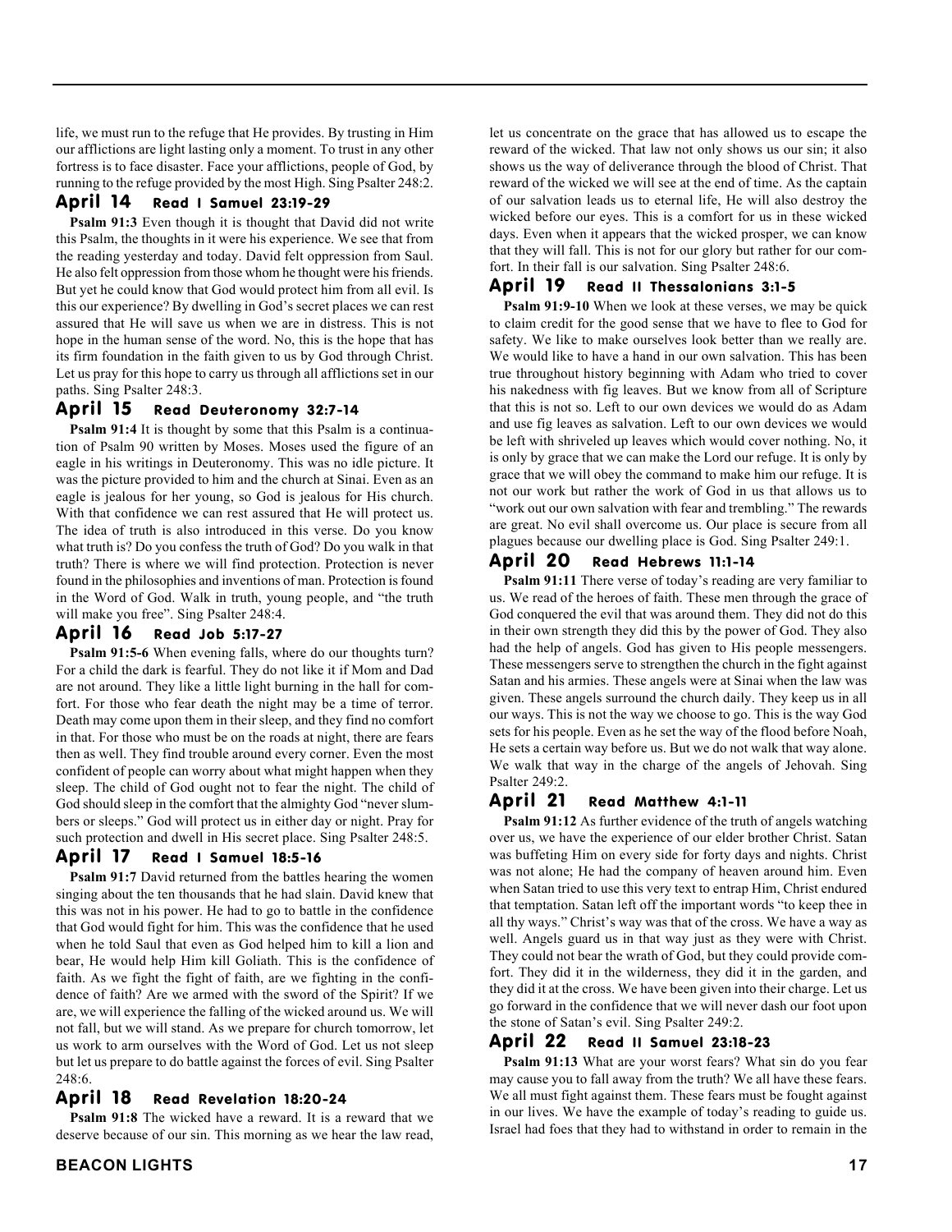life, we must run to the refuge that He provides. By trusting in Him our afflictions are light lasting only a moment. To trust in any other fortress is to face disaster. Face your afflictions, people of God, by running to the refuge provided by the most High. Sing Psalter 248:2.

## April 14 Read I Samuel 23:19-29

**Psalm 91:3** Even though it is thought that David did not write this Psalm, the thoughts in it were his experience. We see that from the reading yesterday and today. David felt oppression from Saul. He also felt oppression from those whom he thought were his friends. But yet he could know that God would protect him from all evil. Is this our experience? By dwelling in God's secret places we can rest assured that He will save us when we are in distress. This is not hope in the human sense of the word. No, this is the hope that has its firm foundation in the faith given to us by God through Christ. Let us pray for this hope to carry us through all afflictions set in our paths. Sing Psalter 248:3.

## April 15 Read Deuteronomy 32:7-14

**Psalm 91:4** It is thought by some that this Psalm is a continuation of Psalm 90 written by Moses. Moses used the figure of an eagle in his writings in Deuteronomy. This was no idle picture. It was the picture provided to him and the church at Sinai. Even as an eagle is jealous for her young, so God is jealous for His church. With that confidence we can rest assured that He will protect us. The idea of truth is also introduced in this verse. Do you know what truth is? Do you confess the truth of God? Do you walk in that truth? There is where we will find protection. Protection is never found in the philosophies and inventions of man. Protection is found in the Word of God. Walk in truth, young people, and "the truth will make you free". Sing Psalter 248:4.

## April 16 Read Job 5:17-27

**Psalm 91:5-6** When evening falls, where do our thoughts turn? For a child the dark is fearful. They do not like it if Mom and Dad are not around. They like a little light burning in the hall for comfort. For those who fear death the night may be a time of terror. Death may come upon them in their sleep, and they find no comfort in that. For those who must be on the roads at night, there are fears then as well. They find trouble around every corner. Even the most confident of people can worry about what might happen when they sleep. The child of God ought not to fear the night. The child of God should sleep in the comfort that the almighty God "never slumbers or sleeps." God will protect us in either day or night. Pray for such protection and dwell in His secret place. Sing Psalter 248:5.

## April 17 Read I Samuel 18:5-16

**Psalm 91:7** David returned from the battles hearing the women singing about the ten thousands that he had slain. David knew that this was not in his power. He had to go to battle in the confidence that God would fight for him. This was the confidence that he used when he told Saul that even as God helped him to kill a lion and bear, He would help Him kill Goliath. This is the confidence of faith. As we fight the fight of faith, are we fighting in the confidence of faith? Are we armed with the sword of the Spirit? If we are, we will experience the falling of the wicked around us. We will not fall, but we will stand. As we prepare for church tomorrow, let us work to arm ourselves with the Word of God. Let us not sleep but let us prepare to do battle against the forces of evil. Sing Psalter 248:6.

## April 18 Read Revelation 18:20-24

**Psalm 91:8** The wicked have a reward. It is a reward that we deserve because of our sin. This morning as we hear the law read, let us concentrate on the grace that has allowed us to escape the reward of the wicked. That law not only shows us our sin; it also shows us the way of deliverance through the blood of Christ. That reward of the wicked we will see at the end of time. As the captain of our salvation leads us to eternal life, He will also destroy the wicked before our eyes. This is a comfort for us in these wicked days. Even when it appears that the wicked prosper, we can know that they will fall. This is not for our glory but rather for our comfort. In their fall is our salvation. Sing Psalter 248:6.

## April 19 Read II Thessalonians 3:1-5

**Psalm 91:9-10** When we look at these verses, we may be quick to claim credit for the good sense that we have to flee to God for safety. We like to make ourselves look better than we really are. We would like to have a hand in our own salvation. This has been true throughout history beginning with Adam who tried to cover his nakedness with fig leaves. But we know from all of Scripture that this is not so. Left to our own devices we would do as Adam and use fig leaves as salvation. Left to our own devices we would be left with shriveled up leaves which would cover nothing. No, it is only by grace that we can make the Lord our refuge. It is only by grace that we will obey the command to make him our refuge. It is not our work but rather the work of God in us that allows us to "work out our own salvation with fear and trembling." The rewards are great. No evil shall overcome us. Our place is secure from all plagues because our dwelling place is God. Sing Psalter 249:1.

## April 20 Read Hebrews 11:1-14

**Psalm 91:11** There verse of today's reading are very familiar to us. We read of the heroes of faith. These men through the grace of God conquered the evil that was around them. They did not do this in their own strength they did this by the power of God. They also had the help of angels. God has given to His people messengers. These messengers serve to strengthen the church in the fight against Satan and his armies. These angels were at Sinai when the law was given. These angels surround the church daily. They keep us in all our ways. This is not the way we choose to go. This is the way God sets for his people. Even as he set the way of the flood before Noah, He sets a certain way before us. But we do not walk that way alone. We walk that way in the charge of the angels of Jehovah. Sing Psalter 249:2.

## April 21 Read Matthew 4:1-11

**Psalm 91:12** As further evidence of the truth of angels watching over us, we have the experience of our elder brother Christ. Satan was buffeting Him on every side for forty days and nights. Christ was not alone; He had the company of heaven around him. Even when Satan tried to use this very text to entrap Him, Christ endured that temptation. Satan left off the important words "to keep thee in all thy ways." Christ's way was that of the cross. We have a way as well. Angels guard us in that way just as they were with Christ. They could not bear the wrath of God, but they could provide comfort. They did it in the wilderness, they did it in the garden, and they did it at the cross. We have been given into their charge. Let us go forward in the confidence that we will never dash our foot upon the stone of Satan's evil. Sing Psalter 249:2.

## April 22 Read II Samuel 23:18-23

**Psalm 91:13** What are your worst fears? What sin do you fear may cause you to fall away from the truth? We all have these fears. We all must fight against them. These fears must be fought against in our lives. We have the example of today's reading to guide us. Israel had foes that they had to withstand in order to remain in the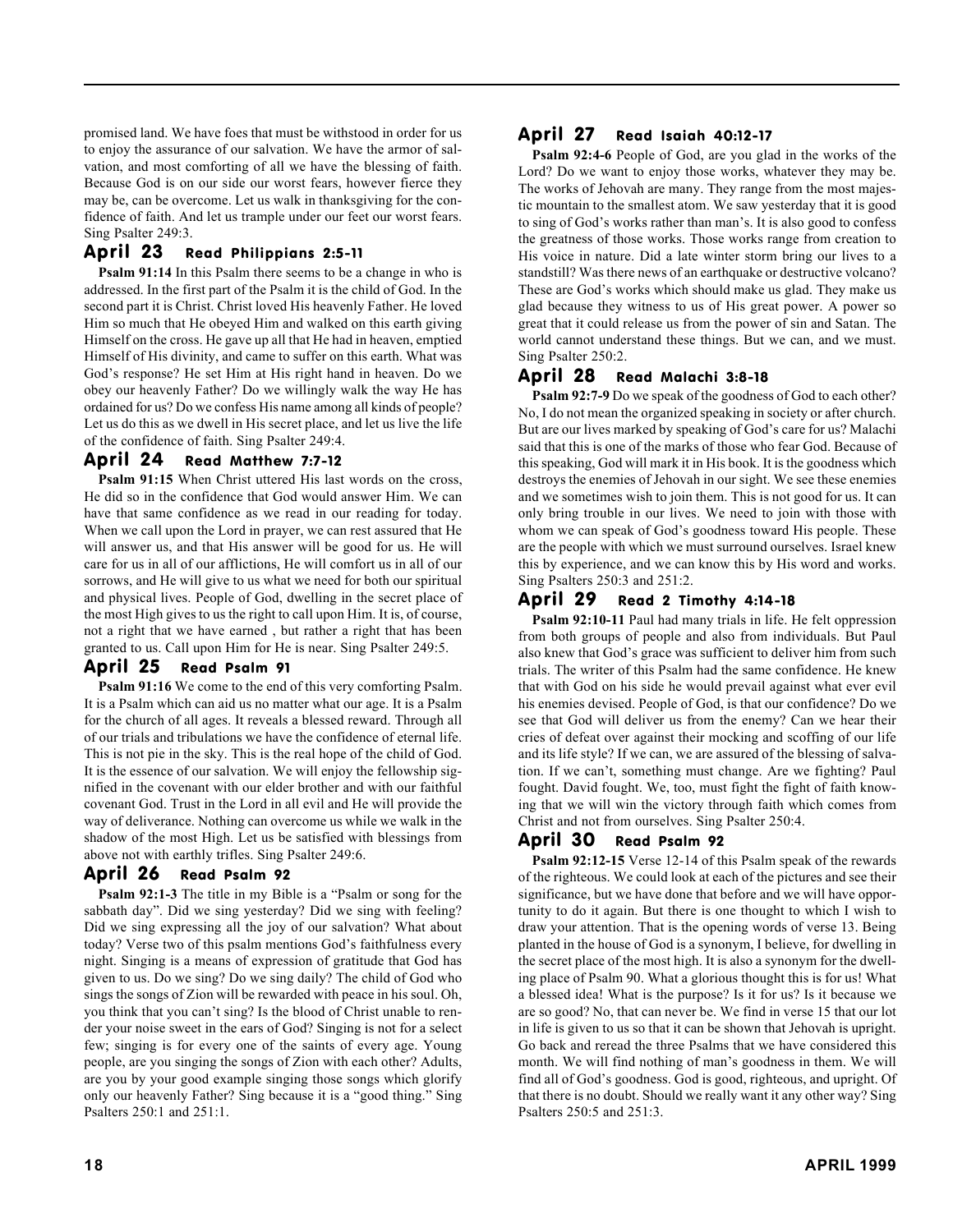promised land. We have foes that must be withstood in order for us to enjoy the assurance of our salvation. We have the armor of salvation, and most comforting of all we have the blessing of faith. Because God is on our side our worst fears, however fierce they may be, can be overcome. Let us walk in thanksgiving for the confidence of faith. And let us trample under our feet our worst fears. Sing Psalter 249:3.

## April 23 Read Philippians 2:5-11

**Psalm 91:14** In this Psalm there seems to be a change in who is addressed. In the first part of the Psalm it is the child of God. In the second part it is Christ. Christ loved His heavenly Father. He loved Him so much that He obeyed Him and walked on this earth giving Himself on the cross. He gave up all that He had in heaven, emptied Himself of His divinity, and came to suffer on this earth. What was God's response? He set Him at His right hand in heaven. Do we obey our heavenly Father? Do we willingly walk the way He has ordained for us? Do we confess His name among all kinds of people? Let us do this as we dwell in His secret place, and let us live the life of the confidence of faith. Sing Psalter 249:4.

## April 24 Read Matthew 7:7-12

**Psalm 91:15** When Christ uttered His last words on the cross, He did so in the confidence that God would answer Him. We can have that same confidence as we read in our reading for today. When we call upon the Lord in prayer, we can rest assured that He will answer us, and that His answer will be good for us. He will care for us in all of our afflictions, He will comfort us in all of our sorrows, and He will give to us what we need for both our spiritual and physical lives. People of God, dwelling in the secret place of the most High gives to us the right to call upon Him. It is, of course, not a right that we have earned , but rather a right that has been granted to us. Call upon Him for He is near. Sing Psalter 249:5.

## April 25 Read Psalm 91

**Psalm 91:16** We come to the end of this very comforting Psalm. It is a Psalm which can aid us no matter what our age. It is a Psalm for the church of all ages. It reveals a blessed reward. Through all of our trials and tribulations we have the confidence of eternal life. This is not pie in the sky. This is the real hope of the child of God. It is the essence of our salvation. We will enjoy the fellowship signified in the covenant with our elder brother and with our faithful covenant God. Trust in the Lord in all evil and He will provide the way of deliverance. Nothing can overcome us while we walk in the shadow of the most High. Let us be satisfied with blessings from above not with earthly trifles. Sing Psalter 249:6.

## April 26 Read Psalm 92

**Psalm 92:1-3** The title in my Bible is a "Psalm or song for the sabbath day". Did we sing yesterday? Did we sing with feeling? Did we sing expressing all the joy of our salvation? What about today? Verse two of this psalm mentions God's faithfulness every night. Singing is a means of expression of gratitude that God has given to us. Do we sing? Do we sing daily? The child of God who sings the songs of Zion will be rewarded with peace in his soul. Oh, you think that you can't sing? Is the blood of Christ unable to render your noise sweet in the ears of God? Singing is not for a select few; singing is for every one of the saints of every age. Young people, are you singing the songs of Zion with each other? Adults, are you by your good example singing those songs which glorify only our heavenly Father? Sing because it is a "good thing." Sing Psalters 250:1 and 251:1.

## April 27 Read Isaiah 40:12-17

**Psalm 92:4-6** People of God, are you glad in the works of the Lord? Do we want to enjoy those works, whatever they may be. The works of Jehovah are many. They range from the most majestic mountain to the smallest atom. We saw yesterday that it is good to sing of God's works rather than man's. It is also good to confess the greatness of those works. Those works range from creation to His voice in nature. Did a late winter storm bring our lives to a standstill? Was there news of an earthquake or destructive volcano? These are God's works which should make us glad. They make us glad because they witness to us of His great power. A power so great that it could release us from the power of sin and Satan. The world cannot understand these things. But we can, and we must. Sing Psalter 250:2.

## April 28 Read Malachi 3:8-18

**Psalm 92:7-9** Do we speak of the goodness of God to each other? No, I do not mean the organized speaking in society or after church. But are our lives marked by speaking of God's care for us? Malachi said that this is one of the marks of those who fear God. Because of this speaking, God will mark it in His book. It is the goodness which destroys the enemies of Jehovah in our sight. We see these enemies and we sometimes wish to join them. This is not good for us. It can only bring trouble in our lives. We need to join with those with whom we can speak of God's goodness toward His people. These are the people with which we must surround ourselves. Israel knew this by experience, and we can know this by His word and works. Sing Psalters 250:3 and 251:2.

## April 29 Read 2 Timothy 4:14-18

**Psalm 92:10-11** Paul had many trials in life. He felt oppression from both groups of people and also from individuals. But Paul also knew that God's grace was sufficient to deliver him from such trials. The writer of this Psalm had the same confidence. He knew that with God on his side he would prevail against what ever evil his enemies devised. People of God, is that our confidence? Do we see that God will deliver us from the enemy? Can we hear their cries of defeat over against their mocking and scoffing of our life and its life style? If we can, we are assured of the blessing of salvation. If we can't, something must change. Are we fighting? Paul fought. David fought. We, too, must fight the fight of faith knowing that we will win the victory through faith which comes from Christ and not from ourselves. Sing Psalter 250:4.

## April 30 Read Psalm 92

**Psalm 92:12-15** Verse 12-14 of this Psalm speak of the rewards of the righteous. We could look at each of the pictures and see their significance, but we have done that before and we will have opportunity to do it again. But there is one thought to which I wish to draw your attention. That is the opening words of verse 13. Being planted in the house of God is a synonym, I believe, for dwelling in the secret place of the most high. It is also a synonym for the dwelling place of Psalm 90. What a glorious thought this is for us! What a blessed idea! What is the purpose? Is it for us? Is it because we are so good? No, that can never be. We find in verse 15 that our lot in life is given to us so that it can be shown that Jehovah is upright. Go back and reread the three Psalms that we have considered this month. We will find nothing of man's goodness in them. We will find all of God's goodness. God is good, righteous, and upright. Of that there is no doubt. Should we really want it any other way? Sing Psalters 250:5 and 251:3.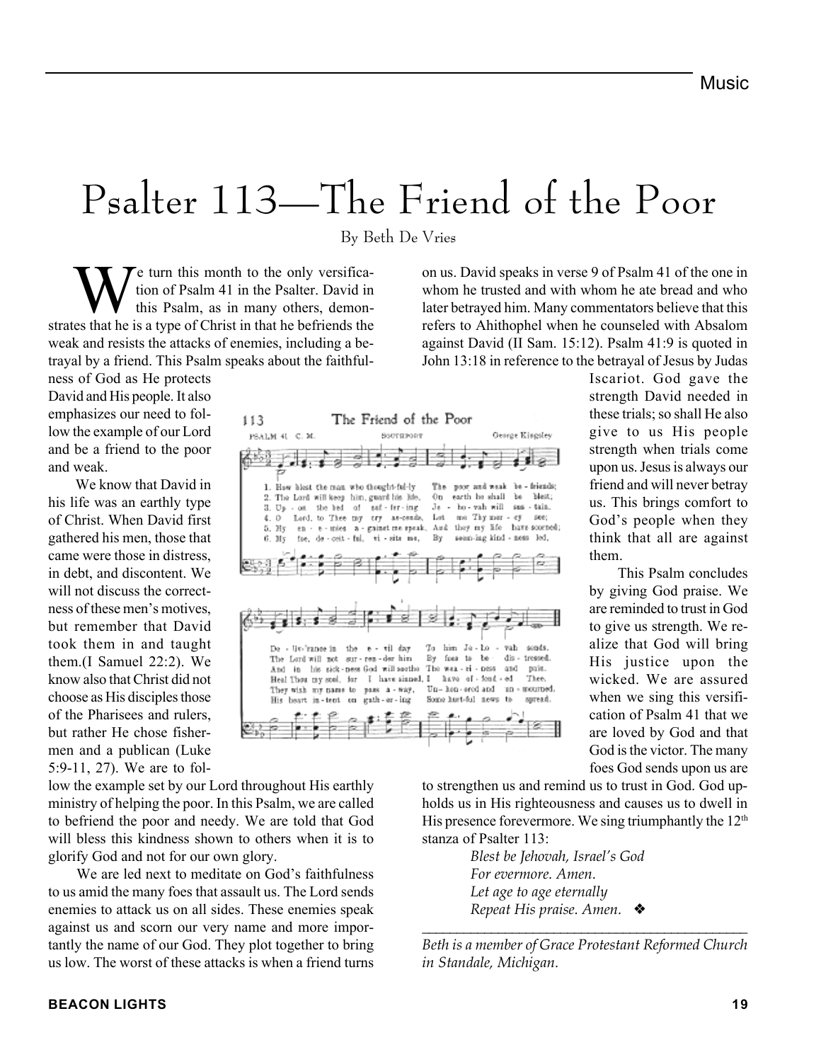# Psalter 113—The Friend of the Poor

By Beth De Vries

We turn this month to the only versification of Psalm 41 in the Psalter. David in this Psalm, as in many others, demonstrates that he is a type of Christ in that he befriends the weak and resists the attacks of enemies, including a betrayal by a friend. This Psalm speaks about the faithfulness of God as He protects David and His people. It also emphasizes our need to follow the example of our Lord and be a friend to the poor and weak.

We know that David in his life was an earthly type of Christ. When David first gathered his men, those that came were those in distress, in debt, and discontent. We will not discuss the correctness of these men's motives, but remember that David took them in and taught them.(I Samuel 22:2). We know also that Christ did not choose as His disciples those of the Pharisees and rulers, but rather He chose fishermen and a publican (Luke 5:9-11, 27). We are to follow the example set by our Lord throughout His earthly ministry of helping the poor. In this Psalm, we are called to befriend the poor and needy. We are told that God will bless this kindness shown to others when it is to glorify God and not for our own glory.

We are led next to meditate on God's faithfulness to us amid the many foes that assault us. The Lord sends enemies to attack us on all sides. These enemies speak against us and scorn our very name and more importantly the name of our God. They plot together to bring us low. The worst of these attacks is when a friend turns on us. David speaks in verse 9 of Psalm 41 of the one in whom he trusted and with whom he ate bread and who later betrayed him. Many commentators believe that this refers to Ahithophel when he counseled with Absalom against David (II Sam. 15:12). Psalm 41:9 is quoted in John 13:18 in reference to the betrayal of Jesus by Judas Iscariot. God gave the strength David needed in these trials; so shall He also give to us His people strength when trials come upon us. Jesus is always our friend and will never betray us. This brings comfort to God's people when they think that all are against them.

This Psalm concludes by giving God praise. We are reminded to trust in God to give us strength. We realize that God will bring His justice upon the wicked. We are assured when we sing this versification of Psalm 41 that we are loved by God and that God is the victor. The many foes God sends upon us are to strengthen us and remind us to trust in God. God upholds us in His righteousness and causes us to dwell in His presence forevermore. We sing triumphantly the 12th stanza of Psalter 113:

> *Blest be Jehovah, Israel's God*
> *For evermore. Amen.*
> *Let age to age eternally*
> *Repeat His praise. Amen.* ❖

---

*Beth is a member of Grace Protestant Reformed Church in Standale, Michigan.*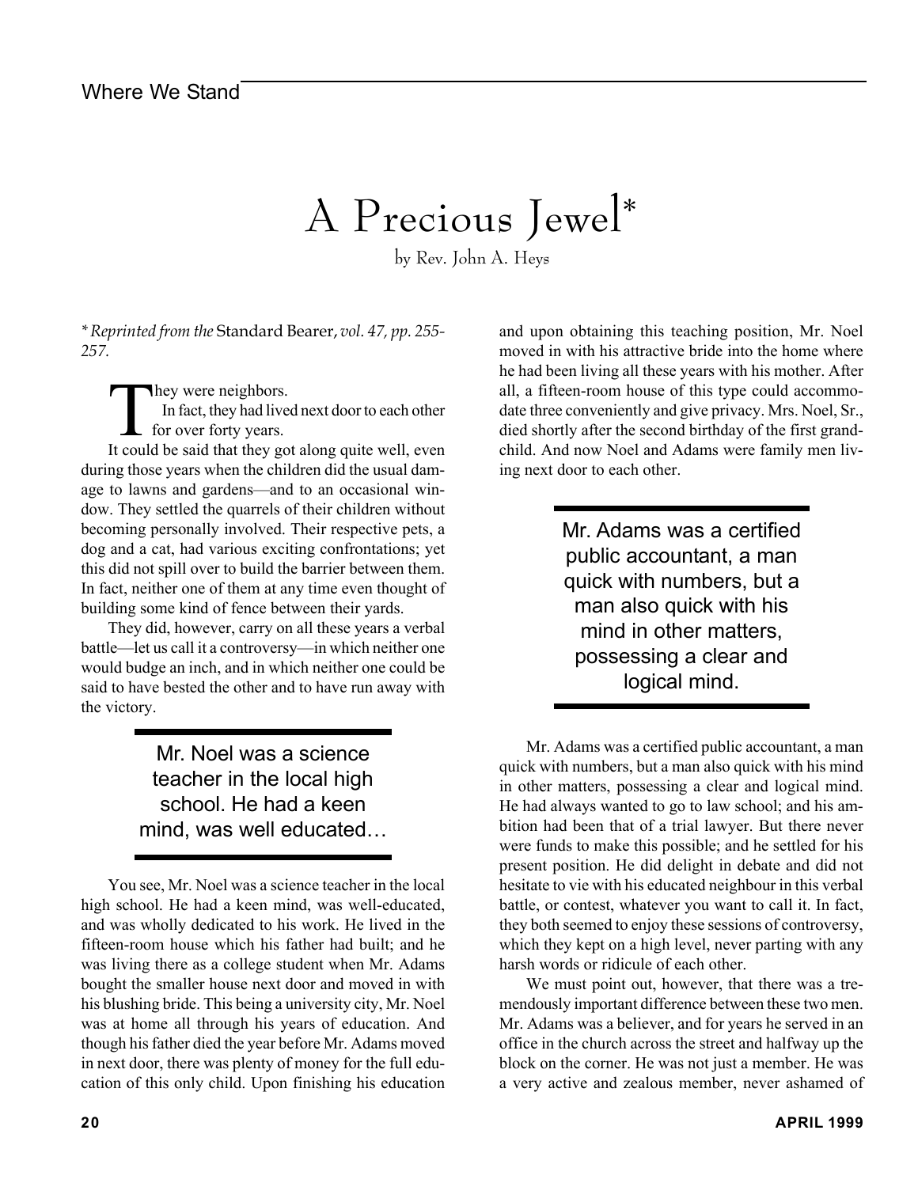Where We Stand

# A Precious Jewel*

by Rev. John A. Heys

*\* Reprinted from the* Standard Bearer, *vol. 47, pp. 255-257.*

They were neighbors.

In fact, they had lived next door to each other for over forty years.

It could be said that they got along quite well, even during those years when the children did the usual damage to lawns and gardens—and to an occasional window. They settled the quarrels of their children without becoming personally involved. Their respective pets, a dog and a cat, had various exciting confrontations; yet this did not spill over to build the barrier between them. In fact, neither one of them at any time even thought of building some kind of fence between their yards.

They did, however, carry on all these years a verbal battle—let us call it a controversy—in which neither one would budge an inch, and in which neither one could be said to have bested the other and to have run away with the victory.

> Mr. Noel was a science teacher in the local high school. He had a keen mind, was well educated…

You see, Mr. Noel was a science teacher in the local high school. He had a keen mind, was well-educated, and was wholly dedicated to his work. He lived in the fifteen-room house which his father had built; and he was living there as a college student when Mr. Adams bought the smaller house next door and moved in with his blushing bride. This being a university city, Mr. Noel was at home all through his years of education. And though his father died the year before Mr. Adams moved in next door, there was plenty of money for the full education of this only child. Upon finishing his education and upon obtaining this teaching position, Mr. Noel moved in with his attractive bride into the home where he had been living all these years with his mother. After all, a fifteen-room house of this type could accommodate three conveniently and give privacy. Mrs. Noel, Sr., died shortly after the second birthday of the first grandchild. And now Noel and Adams were family men living next door to each other.

> Mr. Adams was a certified public accountant, a man quick with numbers, but a man also quick with his mind in other matters, possessing a clear and logical mind.

Mr. Adams was a certified public accountant, a man quick with numbers, but a man also quick with his mind in other matters, possessing a clear and logical mind. He had always wanted to go to law school; and his ambition had been that of a trial lawyer. But there never were funds to make this possible; and he settled for his present position. He did delight in debate and did not hesitate to vie with his educated neighbour in this verbal battle, or contest, whatever you want to call it. In fact, they both seemed to enjoy these sessions of controversy, which they kept on a high level, never parting with any harsh words or ridicule of each other.

We must point out, however, that there was a tremendously important difference between these two men. Mr. Adams was a believer, and for years he served in an office in the church across the street and halfway up the block on the corner. He was not just a member. He was a very active and zealous member, never ashamed of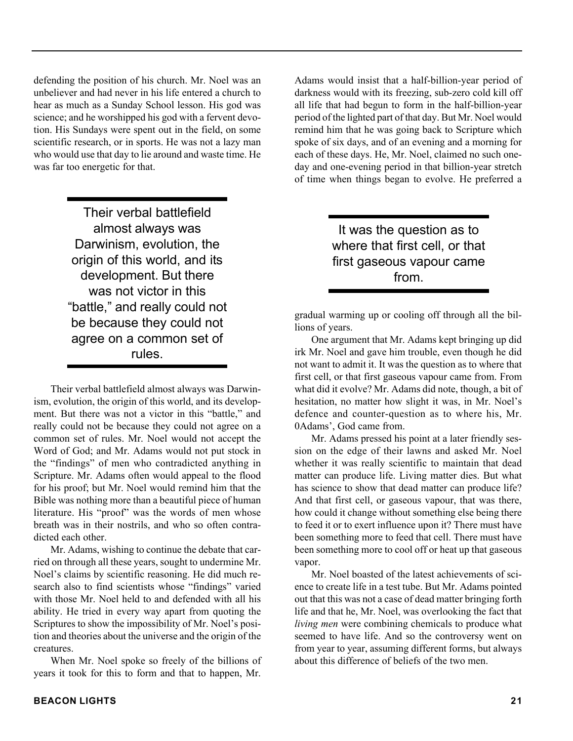defending the position of his church. Mr. Noel was an unbeliever and had never in his life entered a church to hear as much as a Sunday School lesson. His god was science; and he worshipped his god with a fervent devotion. His Sundays were spent out in the field, on some scientific research, or in sports. He was not a lazy man who would use that day to lie around and waste time. He was far too energetic for that.

> Their verbal battlefield almost always was Darwinism, evolution, the origin of this world, and its development. But there was not victor in this "battle," and really could not be because they could not agree on a common set of rules.

Their verbal battlefield almost always was Darwinism, evolution, the origin of this world, and its development. But there was not a victor in this "battle," and really could not be because they could not agree on a common set of rules. Mr. Noel would not accept the Word of God; and Mr. Adams would not put stock in the "findings" of men who contradicted anything in Scripture. Mr. Adams often would appeal to the flood for his proof; but Mr. Noel would remind him that the Bible was nothing more than a beautiful piece of human literature. His "proof" was the words of men whose breath was in their nostrils, and who so often contradicted each other.

Mr. Adams, wishing to continue the debate that carried on through all these years, sought to undermine Mr. Noel's claims by scientific reasoning. He did much research also to find scientists whose "findings" varied with those Mr. Noel held to and defended with all his ability. He tried in every way apart from quoting the Scriptures to show the impossibility of Mr. Noel's position and theories about the universe and the origin of the creatures.

When Mr. Noel spoke so freely of the billions of years it took for this to form and that to happen, Mr. Adams would insist that a half-billion-year period of darkness would with its freezing, sub-zero cold kill off all life that had begun to form in the half-billion-year period of the lighted part of that day. But Mr. Noel would remind him that he was going back to Scripture which spoke of six days, and of an evening and a morning for each of these days. He, Mr. Noel, claimed no such one-day and one-evening period in that billion-year stretch of time when things began to evolve. He preferred a gradual warming up or cooling off through all the billions of years.

> It was the question as to where that first cell, or that first gaseous vapour came from.

One argument that Mr. Adams kept bringing up did irk Mr. Noel and gave him trouble, even though he did not want to admit it. It was the question as to where that first cell, or that first gaseous vapour came from. From what did it evolve? Mr. Adams did note, though, a bit of hesitation, no matter how slight it was, in Mr. Noel's defence and counter-question as to where his, Mr. 0Adams', God came from.

Mr. Adams pressed his point at a later friendly session on the edge of their lawns and asked Mr. Noel whether it was really scientific to maintain that dead matter can produce life. Living matter dies. But what has science to show that dead matter can produce life? And that first cell, or gaseous vapour, that was there, how could it change without something else being there to feed it or to exert influence upon it? There must have been something more to feed that cell. There must have been something more to cool off or heat up that gaseous vapor.

Mr. Noel boasted of the latest achievements of science to create life in a test tube. But Mr. Adams pointed out that this was not a case of dead matter bringing forth life and that he, Mr. Noel, was overlooking the fact that *living men* were combining chemicals to produce what seemed to have life. And so the controversy went on from year to year, assuming different forms, but always about this difference of beliefs of the two men.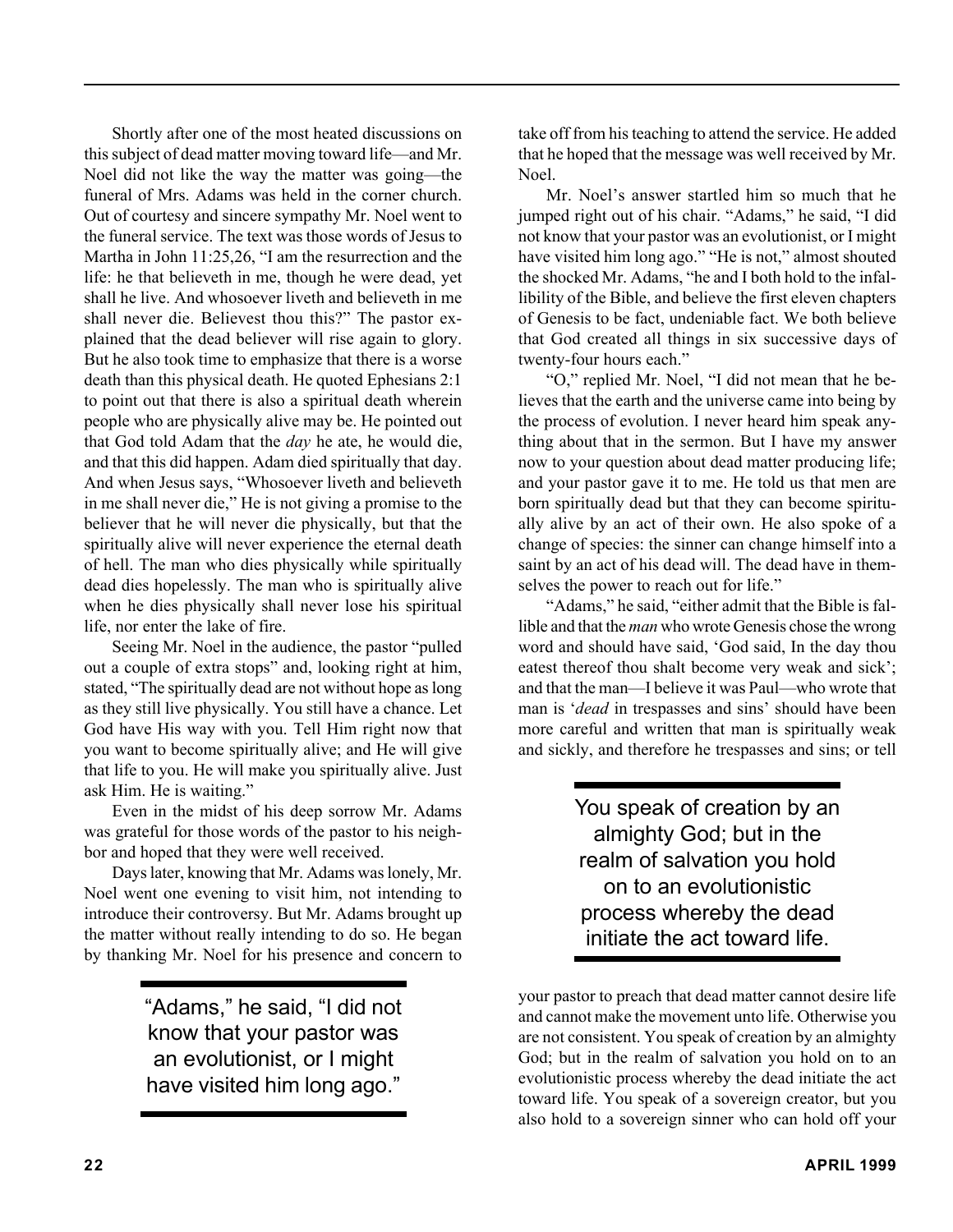Shortly after one of the most heated discussions on this subject of dead matter moving toward life—and Mr. Noel did not like the way the matter was going—the funeral of Mrs. Adams was held in the corner church. Out of courtesy and sincere sympathy Mr. Noel went to the funeral service. The text was those words of Jesus to Martha in John 11:25,26, "I am the resurrection and the life: he that believeth in me, though he were dead, yet shall he live. And whosoever liveth and believeth in me shall never die. Believest thou this?" The pastor explained that the dead believer will rise again to glory. But he also took time to emphasize that there is a worse death than this physical death. He quoted Ephesians 2:1 to point out that there is also a spiritual death wherein people who are physically alive may be. He pointed out that God told Adam that the *day* he ate, he would die, and that this did happen. Adam died spiritually that day. And when Jesus says, "Whosoever liveth and believeth in me shall never die," He is not giving a promise to the believer that he will never die physically, but that the spiritually alive will never experience the eternal death of hell. The man who dies physically while spiritually dead dies hopelessly. The man who is spiritually alive when he dies physically shall never lose his spiritual life, nor enter the lake of fire.

Seeing Mr. Noel in the audience, the pastor "pulled out a couple of extra stops" and, looking right at him, stated, "The spiritually dead are not without hope as long as they still live physically. You still have a chance. Let God have His way with you. Tell Him right now that you want to become spiritually alive; and He will give that life to you. He will make you spiritually alive. Just ask Him. He is waiting."

Even in the midst of his deep sorrow Mr. Adams was grateful for those words of the pastor to his neighbor and hoped that they were well received.

Days later, knowing that Mr. Adams was lonely, Mr. Noel went one evening to visit him, not intending to introduce their controversy. But Mr. Adams brought up the matter without really intending to do so. He began by thanking Mr. Noel for his presence and concern to take off from his teaching to attend the service. He added that he hoped that the message was well received by Mr. Noel.

> "Adams," he said, "I did not know that your pastor was an evolutionist, or I might have visited him long ago."

Mr. Noel's answer startled him so much that he jumped right out of his chair. "Adams," he said, "I did not know that your pastor was an evolutionist, or I might have visited him long ago." "He is not," almost shouted the shocked Mr. Adams, "he and I both hold to the infallibility of the Bible, and believe the first eleven chapters of Genesis to be fact, undeniable fact. We both believe that God created all things in six successive days of twenty-four hours each."

"O," replied Mr. Noel, "I did not mean that he believes that the earth and the universe came into being by the process of evolution. I never heard him speak anything about that in the sermon. But I have my answer now to your question about dead matter producing life; and your pastor gave it to me. He told us that men are born spiritually dead but that they can become spiritually alive by an act of their own. He also spoke of a change of species: the sinner can change himself into a saint by an act of his dead will. The dead have in themselves the power to reach out for life."

"Adams," he said, "either admit that the Bible is fallible and that the *man* who wrote Genesis chose the wrong word and should have said, 'God said, In the day thou eatest thereof thou shalt become very weak and sick'; and that the man—I believe it was Paul—who wrote that man is '*dead* in trespasses and sins' should have been more careful and written that man is spiritually weak and sickly, and therefore he trespasses and sins; or tell your pastor to preach that dead matter cannot desire life and cannot make the movement unto life. Otherwise you are not consistent. You speak of creation by an almighty God; but in the realm of salvation you hold on to an evolutionistic process whereby the dead initiate the act toward life. You speak of a sovereign creator, but you also hold to a sovereign sinner who can hold off your

> You speak of creation by an almighty God; but in the realm of salvation you hold on to an evolutionistic process whereby the dead initiate the act toward life.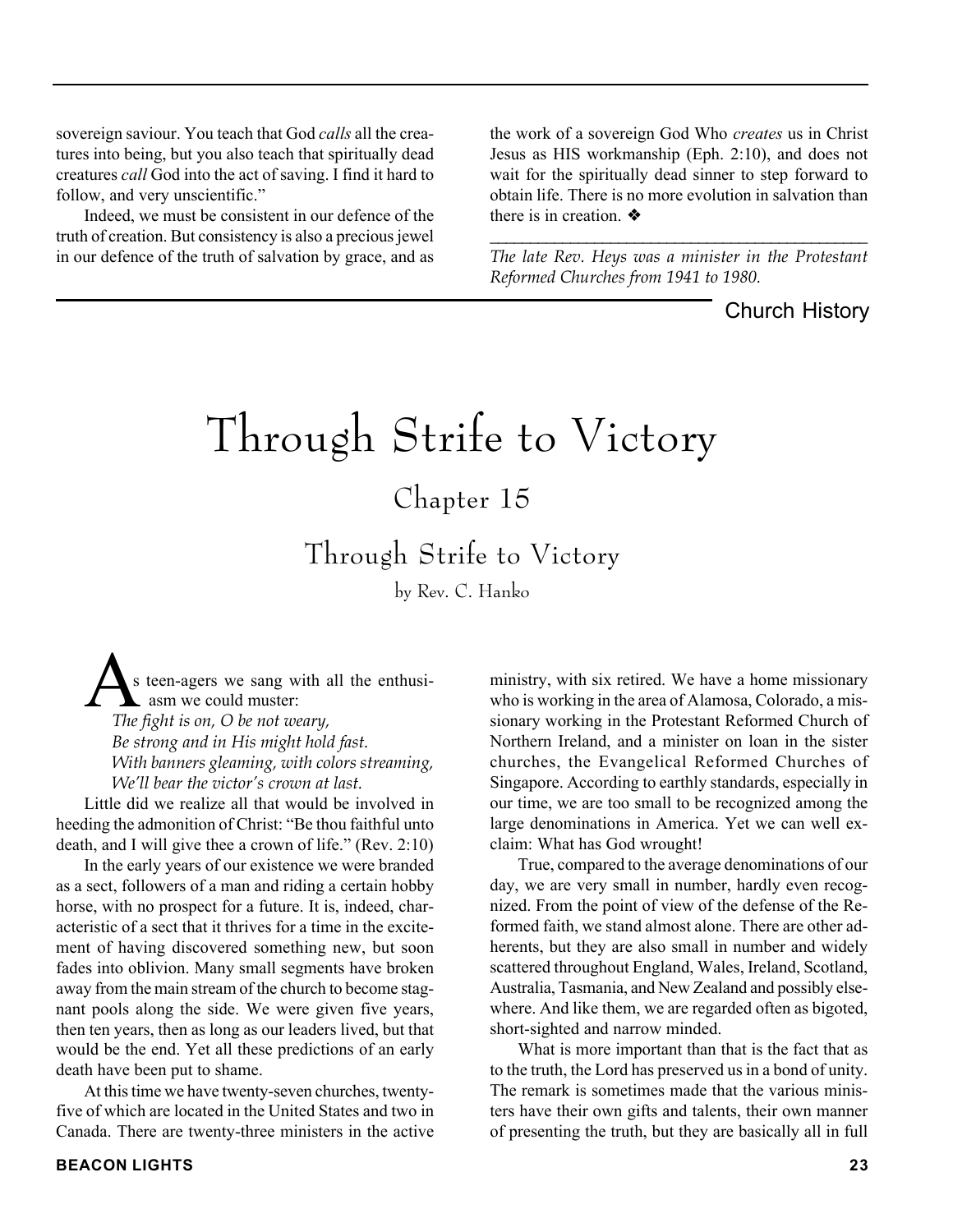sovereign saviour. You teach that God *calls* all the creatures into being, but you also teach that spiritually dead creatures *call* God into the act of saving. I find it hard to follow, and very unscientific."

Indeed, we must be consistent in our defence of the truth of creation. But consistency is also a precious jewel in our defence of the truth of salvation by grace, and as the work of a sovereign God Who *creates* us in Christ Jesus as HIS workmanship (Eph. 2:10), and does not wait for the spiritually dead sinner to step forward to obtain life. There is no more evolution in salvation than there is in creation. ❖

---

*The late Rev. Heys was a minister in the Protestant Reformed Churches from 1941 to 1980.*

Church History

# Through Strife to Victory

## Chapter 15

## Through Strife to Victory

by Rev. C. Hanko

As teen-agers we sang with all the enthusiasm we could muster:

*The fight is on, O be not weary,*
*Be strong and in His might hold fast.*
*With banners gleaming, with colors streaming,*
*We'll bear the victor's crown at last.*

Little did we realize all that would be involved in heeding the admonition of Christ: "Be thou faithful unto death, and I will give thee a crown of life." (Rev. 2:10)

In the early years of our existence we were branded as a sect, followers of a man and riding a certain hobby horse, with no prospect for a future. It is, indeed, characteristic of a sect that it thrives for a time in the excitement of having discovered something new, but soon fades into oblivion. Many small segments have broken away from the main stream of the church to become stagnant pools along the side. We were given five years, then ten years, then as long as our leaders lived, but that would be the end. Yet all these predictions of an early death have been put to shame.

At this time we have twenty-seven churches, twenty-five of which are located in the United States and two in Canada. There are twenty-three ministers in the active ministry, with six retired. We have a home missionary who is working in the area of Alamosa, Colorado, a missionary working in the Protestant Reformed Church of Northern Ireland, and a minister on loan in the sister churches, the Evangelical Reformed Churches of Singapore. According to earthly standards, especially in our time, we are too small to be recognized among the large denominations in America. Yet we can well exclaim: What has God wrought!

True, compared to the average denominations of our day, we are very small in number, hardly even recognized. From the point of view of the defense of the Reformed faith, we stand almost alone. There are other adherents, but they are also small in number and widely scattered throughout England, Wales, Ireland, Scotland, Australia, Tasmania, and New Zealand and possibly elsewhere. And like them, we are regarded often as bigoted, short-sighted and narrow minded.

What is more important than that is the fact that as to the truth, the Lord has preserved us in a bond of unity. The remark is sometimes made that the various ministers have their own gifts and talents, their own manner of presenting the truth, but they are basically all in full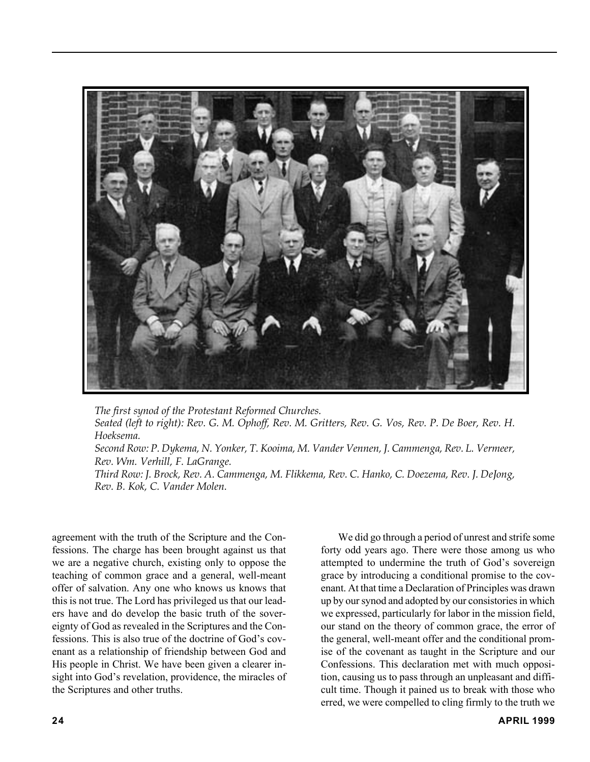*The first synod of the Protestant Reformed Churches.*
*Seated (left to right): Rev. G. M. Ophoff, Rev. M. Gritters, Rev. G. Vos, Rev. P. De Boer, Rev. H. Hoeksema.*
*Second Row: P. Dykema, N. Yonker, T. Kooima, M. Vander Vennen, J. Cammenga, Rev. L. Vermeer, Rev. Wm. Verhill, F. LaGrange.*
*Third Row: J. Brock, Rev. A. Cammenga, M. Flikkema, Rev. C. Hanko, C. Doezema, Rev. J. DeJong, Rev. B. Kok, C. Vander Molen.*

agreement with the truth of the Scripture and the Confessions. The charge has been brought against us that we are a negative church, existing only to oppose the teaching of common grace and a general, well-meant offer of salvation. Any one who knows us knows that this is not true. The Lord has privileged us that our leaders have and do develop the basic truth of the sovereignty of God as revealed in the Scriptures and the Confessions. This is also true of the doctrine of God's covenant as a relationship of friendship between God and His people in Christ. We have been given a clearer insight into God's revelation, providence, the miracles of the Scriptures and other truths.

We did go through a period of unrest and strife some forty odd years ago. There were those among us who attempted to undermine the truth of God's sovereign grace by introducing a conditional promise to the covenant. At that time a Declaration of Principles was drawn up by our synod and adopted by our consistories in which we expressed, particularly for labor in the mission field, our stand on the theory of common grace, the error of the general, well-meant offer and the conditional promise of the covenant as taught in the Scripture and our Confessions. This declaration met with much opposition, causing us to pass through an unpleasant and difficult time. Though it pained us to break with those who erred, we were compelled to cling firmly to the truth we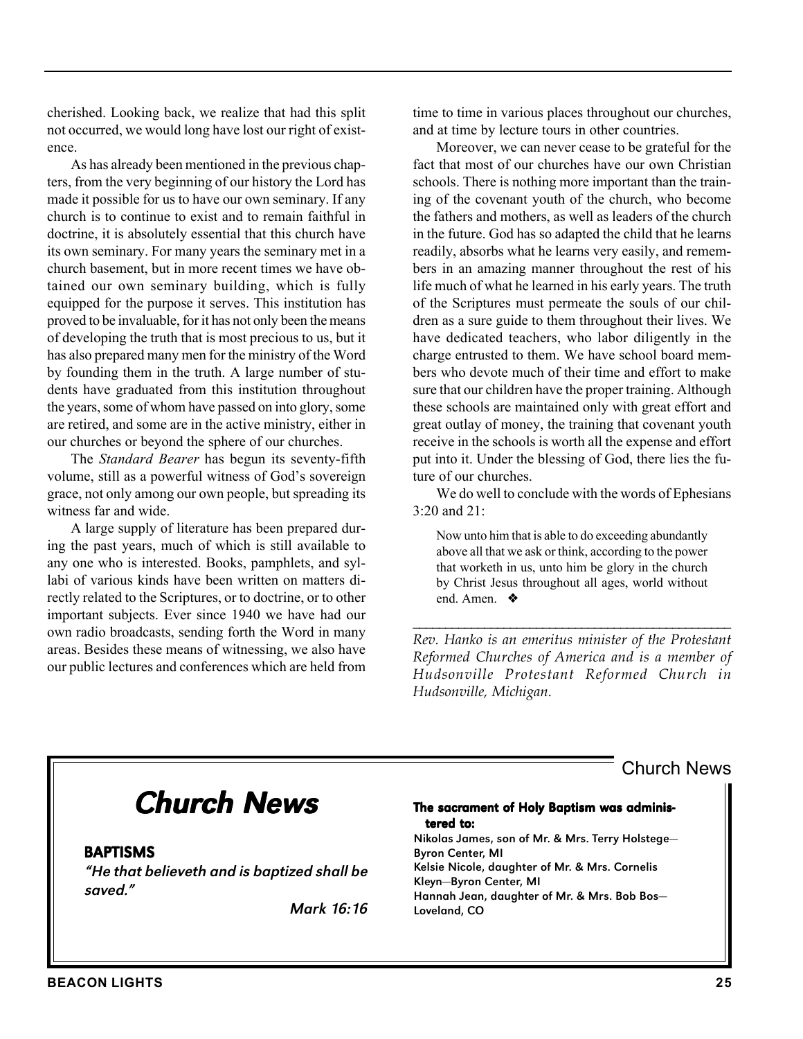cherished. Looking back, we realize that had this split not occurred, we would long have lost our right of existence.

As has already been mentioned in the previous chapters, from the very beginning of our history the Lord has made it possible for us to have our own seminary. If any church is to continue to exist and to remain faithful in doctrine, it is absolutely essential that this church have its own seminary. For many years the seminary met in a church basement, but in more recent times we have obtained our own seminary building, which is fully equipped for the purpose it serves. This institution has proved to be invaluable, for it has not only been the means of developing the truth that is most precious to us, but it has also prepared many men for the ministry of the Word by founding them in the truth. A large number of students have graduated from this institution throughout the years, some of whom have passed on into glory, some are retired, and some are in the active ministry, either in our churches or beyond the sphere of our churches.

The *Standard Bearer* has begun its seventy-fifth volume, still as a powerful witness of God's sovereign grace, not only among our own people, but spreading its witness far and wide.

A large supply of literature has been prepared during the past years, much of which is still available to any one who is interested. Books, pamphlets, and syllabi of various kinds have been written on matters directly related to the Scriptures, or to doctrine, or to other important subjects. Ever since 1940 we have had our own radio broadcasts, sending forth the Word in many areas. Besides these means of witnessing, we also have our public lectures and conferences which are held from time to time in various places throughout our churches, and at time by lecture tours in other countries.

Moreover, we can never cease to be grateful for the fact that most of our churches have our own Christian schools. There is nothing more important than the training of the covenant youth of the church, who become the fathers and mothers, as well as leaders of the church in the future. God has so adapted the child that he learns readily, absorbs what he learns very easily, and remembers in an amazing manner throughout the rest of his life much of what he learned in his early years. The truth of the Scriptures must permeate the souls of our children as a sure guide to them throughout their lives. We have dedicated teachers, who labor diligently in the charge entrusted to them. We have school board members who devote much of their time and effort to make sure that our children have the proper training. Although these schools are maintained only with great effort and great outlay of money, the training that covenant youth receive in the schools is worth all the expense and effort put into it. Under the blessing of God, there lies the future of our churches.

We do well to conclude with the words of Ephesians 3:20 and 21:

> Now unto him that is able to do exceeding abundantly above all that we ask or think, according to the power that worketh in us, unto him be glory in the church by Christ Jesus throughout all ages, world without end. Amen. ❖

---

*Rev. Hanko is an emeritus minister of the Protestant Reformed Churches of America and is a member of Hudsonville Protestant Reformed Church in Hudsonville, Michigan.*

# Church News

## BAPTISMS

*"He that believeth and is baptized shall be saved."*

*Mark 16:16*

**The sacrament of Holy Baptism was administered to:**

Nikolas James, son of Mr. & Mrs. Terry Holstege—Byron Center, MI

Kelsie Nicole, daughter of Mr. & Mrs. Cornelis Kleyn—Byron Center, MI

Hannah Jean, daughter of Mr. & Mrs. Bob Bos—Loveland, CO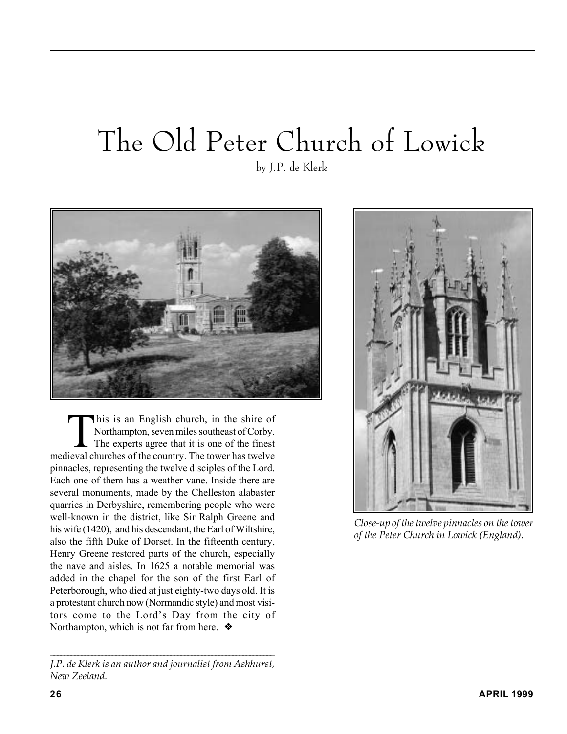# The Old Peter Church of Lowick

by J.P. de Klerk

This is an English church, in the shire of Northampton, seven miles southeast of Corby. The experts agree that it is one of the finest medieval churches of the country. The tower has twelve pinnacles, representing the twelve disciples of the Lord. Each one of them has a weather vane. Inside there are several monuments, made by the Chelleston alabaster quarries in Derbyshire, remembering people who were well-known in the district, like Sir Ralph Greene and his wife (1420), and his descendant, the Earl of Wiltshire, also the fifth Duke of Dorset. In the fifteenth century, Henry Greene restored parts of the church, especially the nave and aisles. In 1625 a notable memorial was added in the chapel for the son of the first Earl of Peterborough, who died at just eighty-two days old. It is a protestant church now (Normandic style) and most visitors come to the Lord's Day from the city of Northampton, which is not far from here. ❖

*Close-up of the twelve pinnacles on the tower of the Peter Church in Lowick (England).*

---

*J.P. de Klerk is an author and journalist from Ashhurst, New Zeeland.*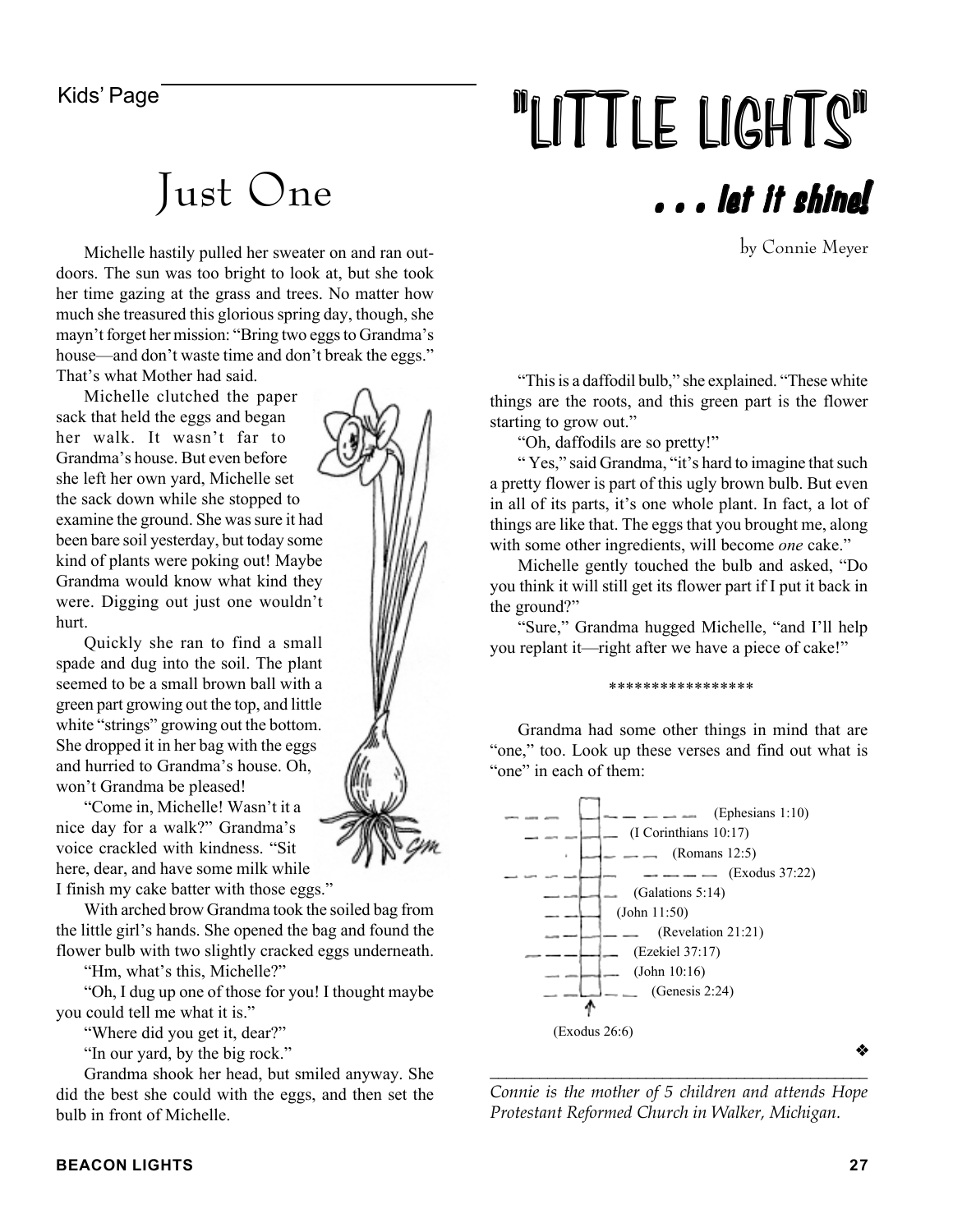Kids' Page

# "LITTLE LIGHTS"

## . . . let it shine!

# Just One

by Connie Meyer

Michelle hastily pulled her sweater on and ran outdoors. The sun was too bright to look at, but she took her time gazing at the grass and trees. No matter how much she treasured this glorious spring day, though, she mayn't forget her mission: "Bring two eggs to Grandma's house—and don't waste time and don't break the eggs." That's what Mother had said.

Michelle clutched the paper sack that held the eggs and began her walk. It wasn't far to Grandma's house. But even before she left her own yard, Michelle set the sack down while she stopped to examine the ground. She was sure it had been bare soil yesterday, but today some kind of plants were poking out! Maybe Grandma would know what kind they were. Digging out just one wouldn't hurt.

Quickly she ran to find a small spade and dug into the soil. The plant seemed to be a small brown ball with a green part growing out the top, and little white "strings" growing out the bottom. She dropped it in her bag with the eggs and hurried to Grandma's house. Oh, won't Grandma be pleased!

"Come in, Michelle! Wasn't it a nice day for a walk?" Grandma's voice crackled with kindness. "Sit here, dear, and have some milk while I finish my cake batter with those eggs."

With arched brow Grandma took the soiled bag from the little girl's hands. She opened the bag and found the flower bulb with two slightly cracked eggs underneath.

"Hm, what's this, Michelle?"

"Oh, I dug up one of those for you! I thought maybe you could tell me what it is."

"Where did you get it, dear?"

"In our yard, by the big rock."

Grandma shook her head, but smiled anyway. She did the best she could with the eggs, and then set the bulb in front of Michelle.

"This is a daffodil bulb," she explained. "These white things are the roots, and this green part is the flower starting to grow out."

"Oh, daffodils are so pretty!"

" Yes," said Grandma, "it's hard to imagine that such a pretty flower is part of this ugly brown bulb. But even in all of its parts, it's one whole plant. In fact, a lot of things are like that. The eggs that you brought me, along with some other ingredients, will become *one* cake."

Michelle gently touched the bulb and asked, "Do you think it will still get its flower part if I put it back in the ground?"

"Sure," Grandma hugged Michelle, "and I'll help you replant it—right after we have a piece of cake!"

*****************

Grandma had some other things in mind that are "one," too. Look up these verses and find out what is "one" in each of them:

- _ _ _ [ ] _ _ _ _ _ (Ephesians 1:10)
- _ _ _ [ ] _ (I Corinthians 10:17)
- _ [ ] _ _ _ (Romans 12:5)
- _ _ _ _ [ ] _ _ _ _ _ (Exodus 37:22)
- _ _ [ ] _ (Galations 5:14)
- _ _ [ ] (John 11:50)
- _ _ [ ] _ _ (Revelation 21:21)
- _ _ _ [ ] _ (Ezekiel 37:17)
- _ _ [ ] _ (John 10:16)
- _ _ [ ] _ _ (Genesis 2:24)

↑ (Exodus 26:6)

❖

*Connie is the mother of 5 children and attends Hope Protestant Reformed Church in Walker, Michigan.*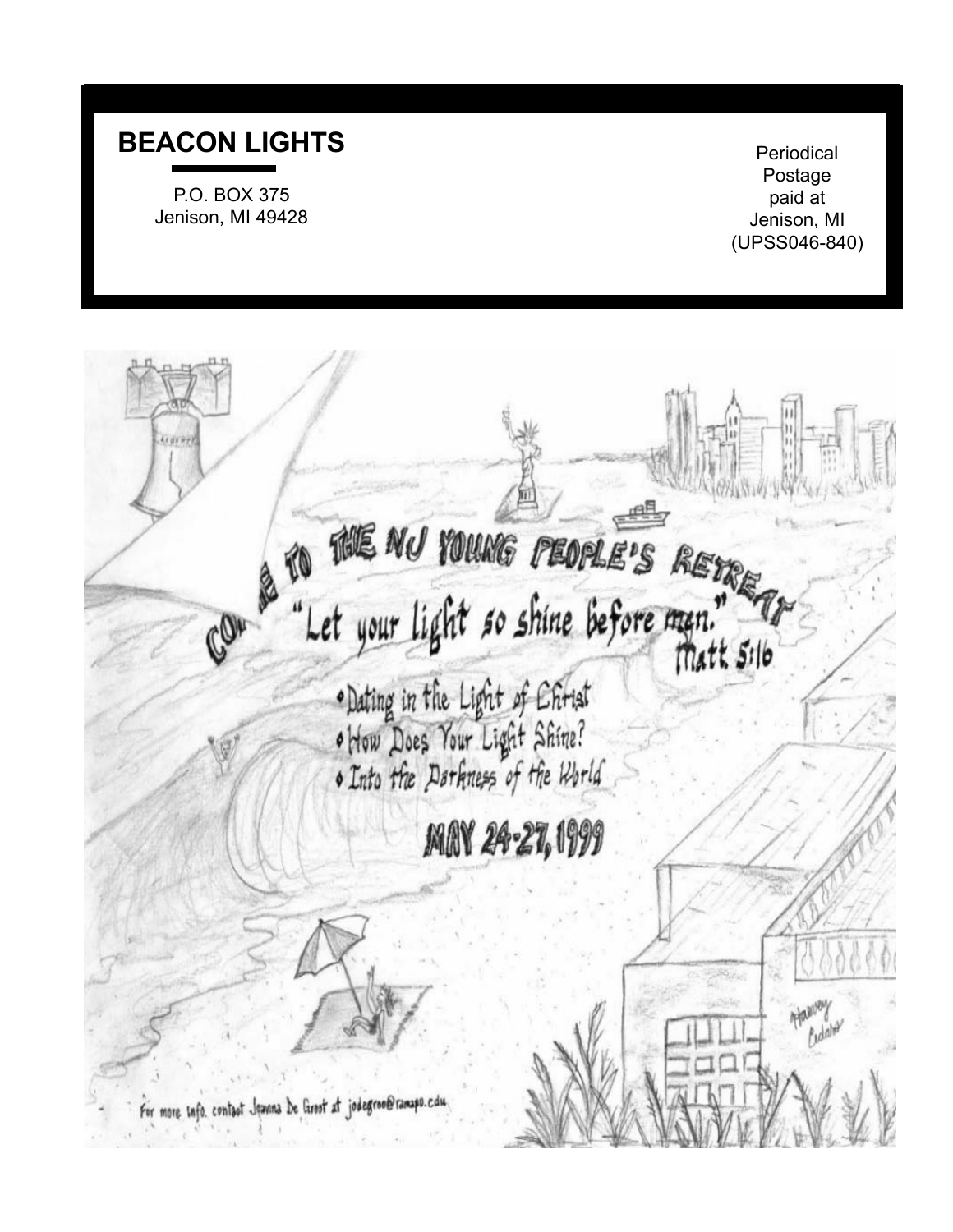**BEACON LIGHTS**

P.O. BOX 375
Jenison, MI 49428

Periodical
Postage
paid at
Jenison, MI
(UPSS046-840)

COME TO THE NJ YOUNG PEOPLE'S RETREAT

"Let your light so shine before men."
Matt. 5:16

- Dating in the Light of Christ
- How Does Your Light Shine?
- Into the Darkness of the World

MAY 24-27, 1999

For more info. contact Joanna De Groot at jodegroo@ramapo.edu